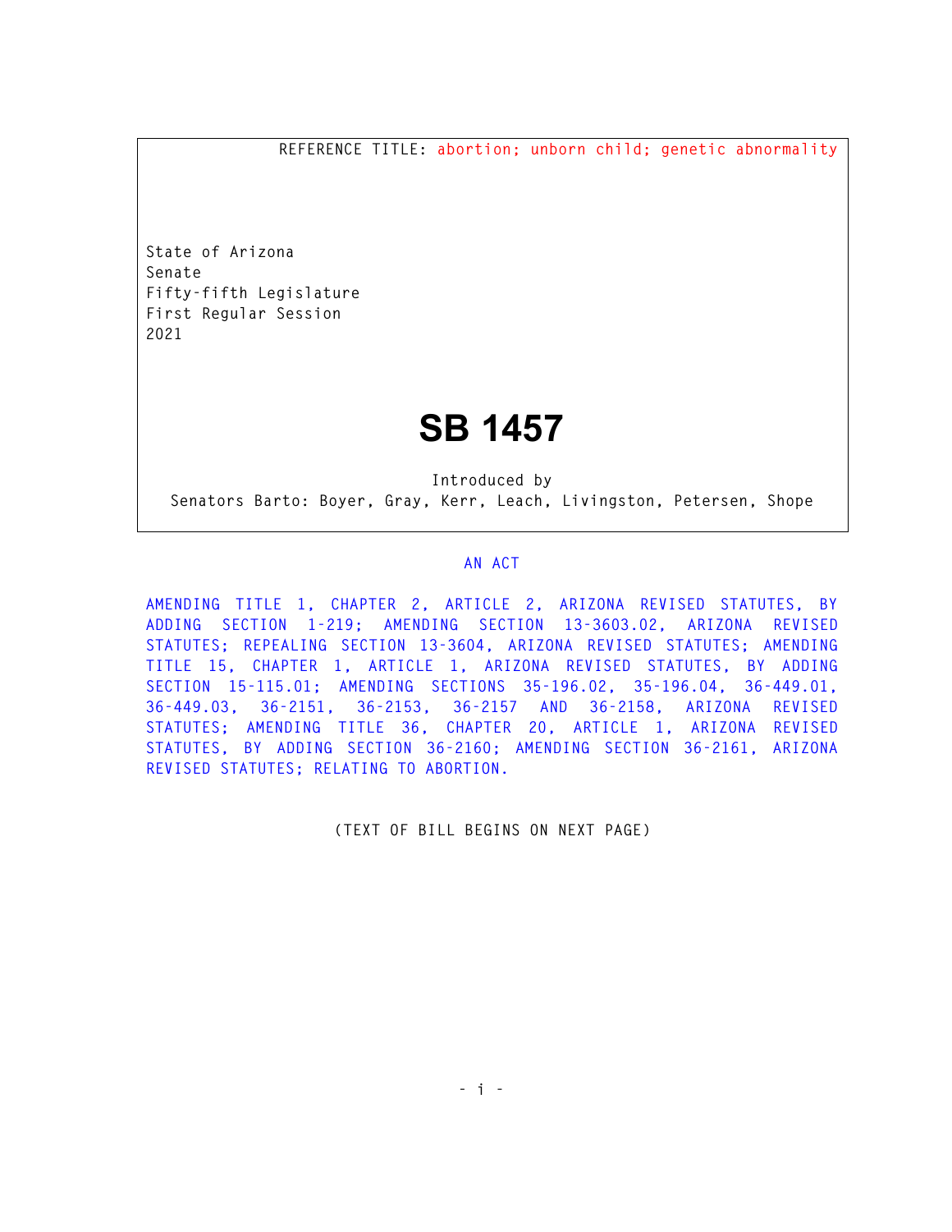REFERENCE TITLE: abortion; unborn child; genetic abnormality

State of Arizona
Senate
Fifty-fifth Legislature
First Regular Session
2021

# SB 1457

Introduced by
Senators Barto: Boyer, Gray, Kerr, Leach, Livingston, Petersen, Shope

## AN ACT

AMENDING TITLE 1, CHAPTER 2, ARTICLE 2, ARIZONA REVISED STATUTES, BY ADDING SECTION 1-219; AMENDING SECTION 13-3603.02, ARIZONA REVISED STATUTES; REPEALING SECTION 13-3604, ARIZONA REVISED STATUTES; AMENDING TITLE 15, CHAPTER 1, ARTICLE 1, ARIZONA REVISED STATUTES, BY ADDING SECTION 15-115.01; AMENDING SECTIONS 35-196.02, 35-196.04, 36-449.01, 36-449.03, 36-2151, 36-2153, 36-2157 AND 36-2158, ARIZONA REVISED STATUTES; AMENDING TITLE 36, CHAPTER 20, ARTICLE 1, ARIZONA REVISED STATUTES, BY ADDING SECTION 36-2160; AMENDING SECTION 36-2161, ARIZONA REVISED STATUTES; RELATING TO ABORTION.

(TEXT OF BILL BEGINS ON NEXT PAGE)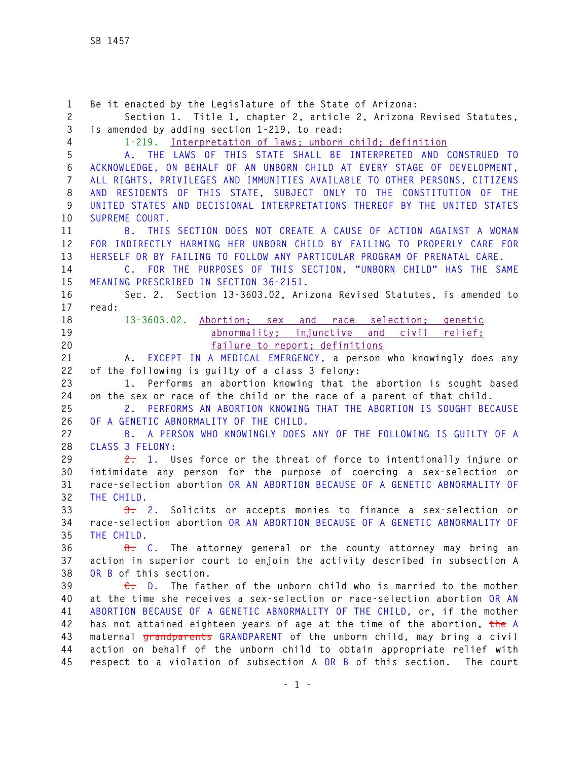Be it enacted by the Legislature of the State of Arizona:

Section 1. Title 1, chapter 2, article 2, Arizona Revised Statutes, is amended by adding section 1-219, to read:

1-219. Interpretation of laws; unborn child; definition

A. THE LAWS OF THIS STATE SHALL BE INTERPRETED AND CONSTRUED TO ACKNOWLEDGE, ON BEHALF OF AN UNBORN CHILD AT EVERY STAGE OF DEVELOPMENT, ALL RIGHTS, PRIVILEGES AND IMMUNITIES AVAILABLE TO OTHER PERSONS, CITIZENS AND RESIDENTS OF THIS STATE, SUBJECT ONLY TO THE CONSTITUTION OF THE UNITED STATES AND DECISIONAL INTERPRETATIONS THEREOF BY THE UNITED STATES SUPREME COURT.

B. THIS SECTION DOES NOT CREATE A CAUSE OF ACTION AGAINST A WOMAN FOR INDIRECTLY HARMING HER UNBORN CHILD BY FAILING TO PROPERLY CARE FOR HERSELF OR BY FAILING TO FOLLOW ANY PARTICULAR PROGRAM OF PRENATAL CARE.

C. FOR THE PURPOSES OF THIS SECTION, "UNBORN CHILD" HAS THE SAME MEANING PRESCRIBED IN SECTION 36-2151.

Sec. 2. Section 13-3603.02, Arizona Revised Statutes, is amended to read:

13-3603.02. Abortion; sex and race selection; genetic abnormality; injunctive and civil relief; failure to report; definitions

A. EXCEPT IN A MEDICAL EMERGENCY, a person who knowingly does any of the following is guilty of a class 3 felony:

1. Performs an abortion knowing that the abortion is sought based on the sex or race of the child or the race of a parent of that child.

2. PERFORMS AN ABORTION KNOWING THAT THE ABORTION IS SOUGHT BECAUSE OF A GENETIC ABNORMALITY OF THE CHILD.

B. A PERSON WHO KNOWINGLY DOES ANY OF THE FOLLOWING IS GUILTY OF A CLASS 3 FELONY:

~~2.~~ 1. Uses force or the threat of force to intentionally injure or intimidate any person for the purpose of coercing a sex-selection or race-selection abortion OR AN ABORTION BECAUSE OF A GENETIC ABNORMALITY OF THE CHILD.

~~3.~~ 2. Solicits or accepts monies to finance a sex-selection or race-selection abortion OR AN ABORTION BECAUSE OF A GENETIC ABNORMALITY OF THE CHILD.

~~B.~~ C. The attorney general or the county attorney may bring an action in superior court to enjoin the activity described in subsection A OR B of this section.

~~C.~~ D. The father of the unborn child who is married to the mother at the time she receives a sex-selection or race-selection abortion OR AN ABORTION BECAUSE OF A GENETIC ABNORMALITY OF THE CHILD, or, if the mother has not attained eighteen years of age at the time of the abortion, ~~the~~ A maternal ~~grandparents~~ GRANDPARENT of the unborn child, may bring a civil action on behalf of the unborn child to obtain appropriate relief with respect to a violation of subsection A OR B of this section. The court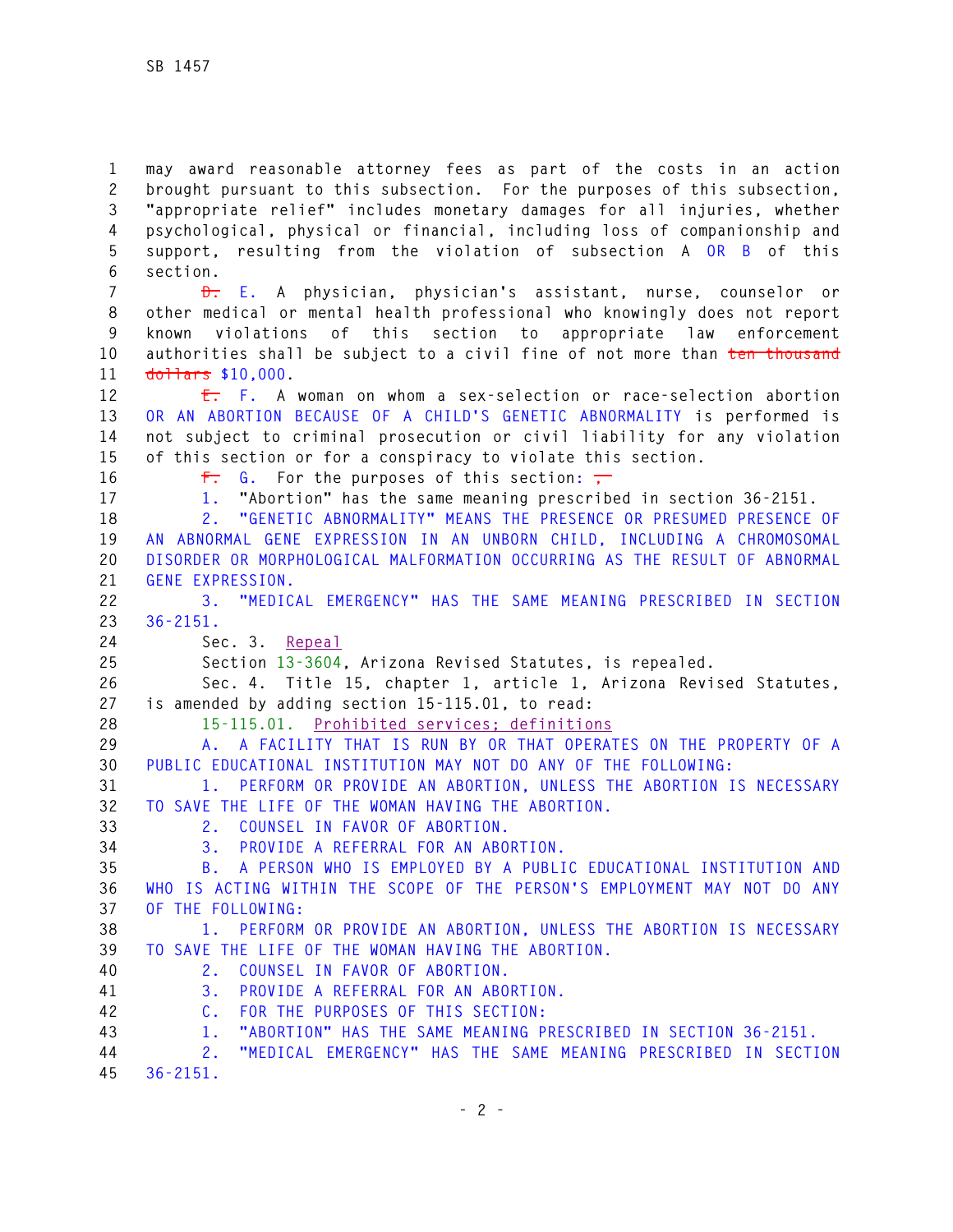may award reasonable attorney fees as part of the costs in an action brought pursuant to this subsection. For the purposes of this subsection, "appropriate relief" includes monetary damages for all injuries, whether psychological, physical or financial, including loss of companionship and support, resulting from the violation of subsection A OR B of this section.

~~D.~~ E. A physician, physician's assistant, nurse, counselor or other medical or mental health professional who knowingly does not report known violations of this section to appropriate law enforcement authorities shall be subject to a civil fine of not more than ~~ten thousand dollars~~ $10,000.

~~E.~~ F. A woman on whom a sex-selection or race-selection abortion OR AN ABORTION BECAUSE OF A CHILD'S GENETIC ABNORMALITY is performed is not subject to criminal prosecution or civil liability for any violation of this section or for a conspiracy to violate this section.

~~F.~~ G. For the purposes of this section: ~~,~~

1. "Abortion" has the same meaning prescribed in section 36-2151.

2. "GENETIC ABNORMALITY" MEANS THE PRESENCE OR PRESUMED PRESENCE OF AN ABNORMAL GENE EXPRESSION IN AN UNBORN CHILD, INCLUDING A CHROMOSOMAL DISORDER OR MORPHOLOGICAL MALFORMATION OCCURRING AS THE RESULT OF ABNORMAL GENE EXPRESSION.

3. "MEDICAL EMERGENCY" HAS THE SAME MEANING PRESCRIBED IN SECTION 36-2151.

Sec. 3. Repeal

Section 13-3604, Arizona Revised Statutes, is repealed.

Sec. 4. Title 15, chapter 1, article 1, Arizona Revised Statutes, is amended by adding section 15-115.01, to read:

15-115.01. Prohibited services; definitions

A. A FACILITY THAT IS RUN BY OR THAT OPERATES ON THE PROPERTY OF A PUBLIC EDUCATIONAL INSTITUTION MAY NOT DO ANY OF THE FOLLOWING:

1. PERFORM OR PROVIDE AN ABORTION, UNLESS THE ABORTION IS NECESSARY TO SAVE THE LIFE OF THE WOMAN HAVING THE ABORTION.

2. COUNSEL IN FAVOR OF ABORTION.

3. PROVIDE A REFERRAL FOR AN ABORTION.

B. A PERSON WHO IS EMPLOYED BY A PUBLIC EDUCATIONAL INSTITUTION AND WHO IS ACTING WITHIN THE SCOPE OF THE PERSON'S EMPLOYMENT MAY NOT DO ANY OF THE FOLLOWING:

1. PERFORM OR PROVIDE AN ABORTION, UNLESS THE ABORTION IS NECESSARY TO SAVE THE LIFE OF THE WOMAN HAVING THE ABORTION.

2. COUNSEL IN FAVOR OF ABORTION.

3. PROVIDE A REFERRAL FOR AN ABORTION.

C. FOR THE PURPOSES OF THIS SECTION:

1. "ABORTION" HAS THE SAME MEANING PRESCRIBED IN SECTION 36-2151.

2. "MEDICAL EMERGENCY" HAS THE SAME MEANING PRESCRIBED IN SECTION 36-2151.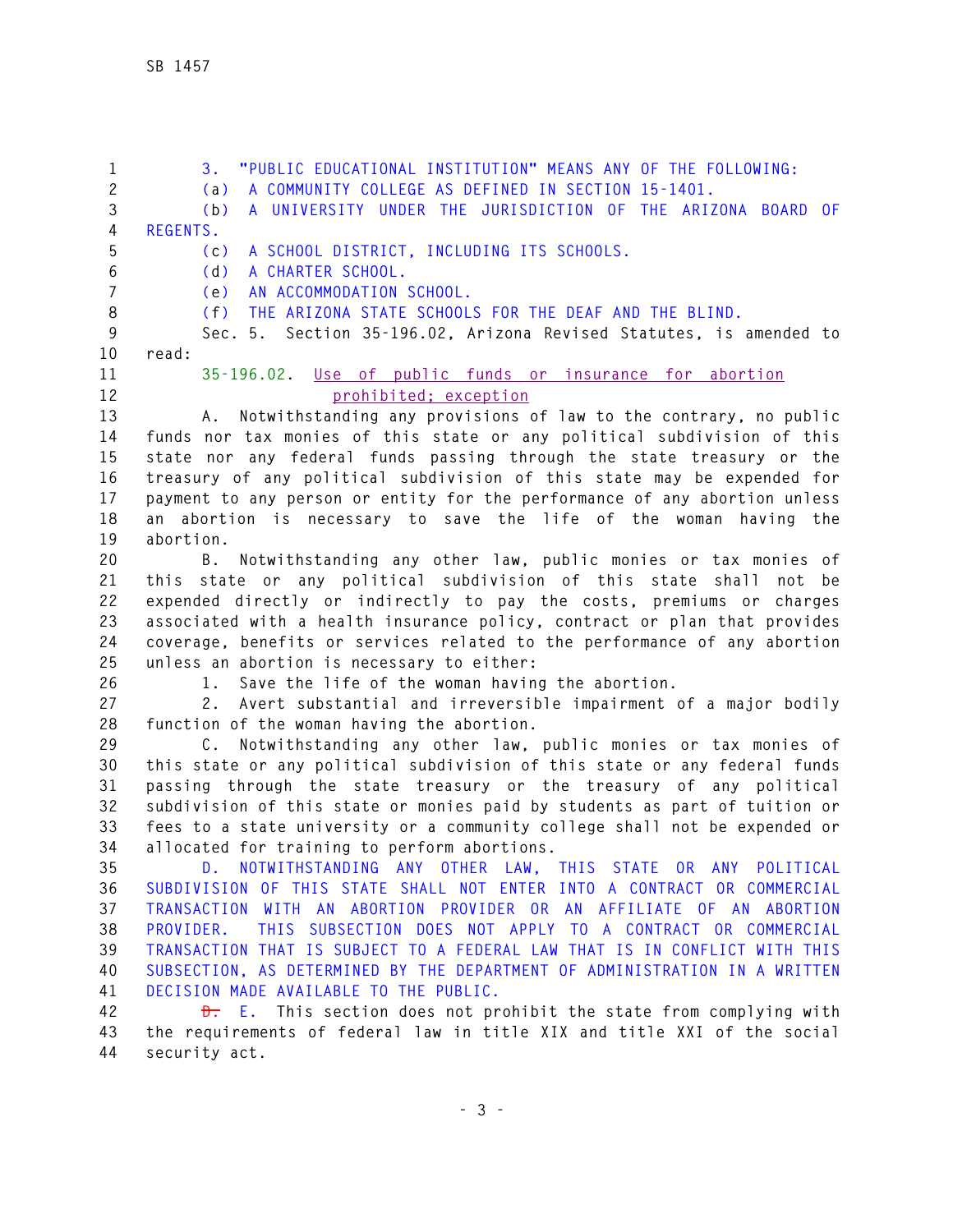3. "PUBLIC EDUCATIONAL INSTITUTION" MEANS ANY OF THE FOLLOWING:

(a) A COMMUNITY COLLEGE AS DEFINED IN SECTION 15-1401.

(b) A UNIVERSITY UNDER THE JURISDICTION OF THE ARIZONA BOARD OF REGENTS.

(c) A SCHOOL DISTRICT, INCLUDING ITS SCHOOLS.

(d) A CHARTER SCHOOL.

(e) AN ACCOMMODATION SCHOOL.

(f) THE ARIZONA STATE SCHOOLS FOR THE DEAF AND THE BLIND.

Sec. 5. Section 35-196.02, Arizona Revised Statutes, is amended to read:

35-196.02. Use of public funds or insurance for abortion prohibited; exception

A. Notwithstanding any provisions of law to the contrary, no public funds nor tax monies of this state or any political subdivision of this state nor any federal funds passing through the state treasury or the treasury of any political subdivision of this state may be expended for payment to any person or entity for the performance of any abortion unless an abortion is necessary to save the life of the woman having the abortion.

B. Notwithstanding any other law, public monies or tax monies of this state or any political subdivision of this state shall not be expended directly or indirectly to pay the costs, premiums or charges associated with a health insurance policy, contract or plan that provides coverage, benefits or services related to the performance of any abortion unless an abortion is necessary to either:

1. Save the life of the woman having the abortion.

2. Avert substantial and irreversible impairment of a major bodily function of the woman having the abortion.

C. Notwithstanding any other law, public monies or tax monies of this state or any political subdivision of this state or any federal funds passing through the state treasury or the treasury of any political subdivision of this state or monies paid by students as part of tuition or fees to a state university or a community college shall not be expended or allocated for training to perform abortions.

D. NOTWITHSTANDING ANY OTHER LAW, THIS STATE OR ANY POLITICAL SUBDIVISION OF THIS STATE SHALL NOT ENTER INTO A CONTRACT OR COMMERCIAL TRANSACTION WITH AN ABORTION PROVIDER OR AN AFFILIATE OF AN ABORTION PROVIDER. THIS SUBSECTION DOES NOT APPLY TO A CONTRACT OR COMMERCIAL TRANSACTION THAT IS SUBJECT TO A FEDERAL LAW THAT IS IN CONFLICT WITH THIS SUBSECTION, AS DETERMINED BY THE DEPARTMENT OF ADMINISTRATION IN A WRITTEN DECISION MADE AVAILABLE TO THE PUBLIC.

~~D.~~ E. This section does not prohibit the state from complying with the requirements of federal law in title XIX and title XXI of the social security act.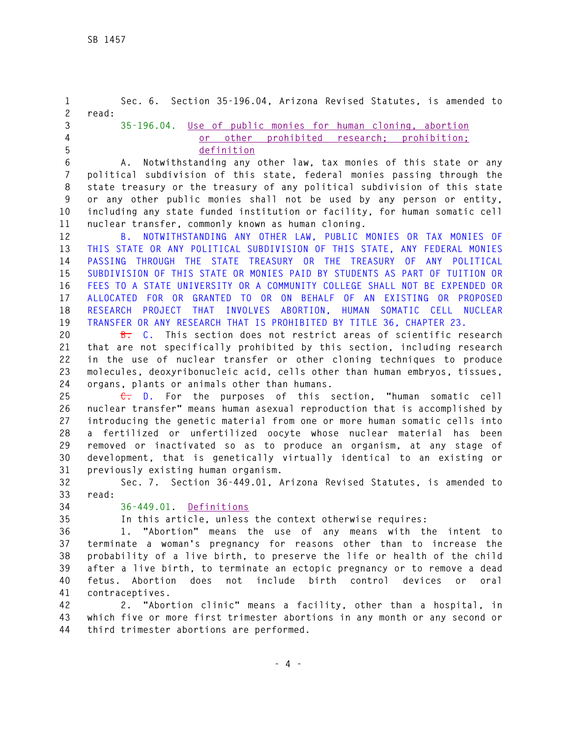Sec. 6. Section 35-196.04, Arizona Revised Statutes, is amended to read:

35-196.04. Use of public monies for human cloning, abortion or other prohibited research; prohibition; definition

A. Notwithstanding any other law, tax monies of this state or any political subdivision of this state, federal monies passing through the state treasury or the treasury of any political subdivision of this state or any other public monies shall not be used by any person or entity, including any state funded institution or facility, for human somatic cell nuclear transfer, commonly known as human cloning.

B. NOTWITHSTANDING ANY OTHER LAW, PUBLIC MONIES OR TAX MONIES OF THIS STATE OR ANY POLITICAL SUBDIVISION OF THIS STATE, ANY FEDERAL MONIES PASSING THROUGH THE STATE TREASURY OR THE TREASURY OF ANY POLITICAL SUBDIVISION OF THIS STATE OR MONIES PAID BY STUDENTS AS PART OF TUITION OR FEES TO A STATE UNIVERSITY OR A COMMUNITY COLLEGE SHALL NOT BE EXPENDED OR ALLOCATED FOR OR GRANTED TO OR ON BEHALF OF AN EXISTING OR PROPOSED RESEARCH PROJECT THAT INVOLVES ABORTION, HUMAN SOMATIC CELL NUCLEAR TRANSFER OR ANY RESEARCH THAT IS PROHIBITED BY TITLE 36, CHAPTER 23.

~~B.~~ C. This section does not restrict areas of scientific research that are not specifically prohibited by this section, including research in the use of nuclear transfer or other cloning techniques to produce molecules, deoxyribonucleic acid, cells other than human embryos, tissues, organs, plants or animals other than humans.

~~C.~~ D. For the purposes of this section, "human somatic cell nuclear transfer" means human asexual reproduction that is accomplished by introducing the genetic material from one or more human somatic cells into a fertilized or unfertilized oocyte whose nuclear material has been removed or inactivated so as to produce an organism, at any stage of development, that is genetically virtually identical to an existing or previously existing human organism.

Sec. 7. Section 36-449.01, Arizona Revised Statutes, is amended to read:

36-449.01. Definitions

In this article, unless the context otherwise requires:

1. "Abortion" means the use of any means with the intent to terminate a woman's pregnancy for reasons other than to increase the probability of a live birth, to preserve the life or health of the child after a live birth, to terminate an ectopic pregnancy or to remove a dead fetus. Abortion does not include birth control devices or oral contraceptives.

2. "Abortion clinic" means a facility, other than a hospital, in which five or more first trimester abortions in any month or any second or third trimester abortions are performed.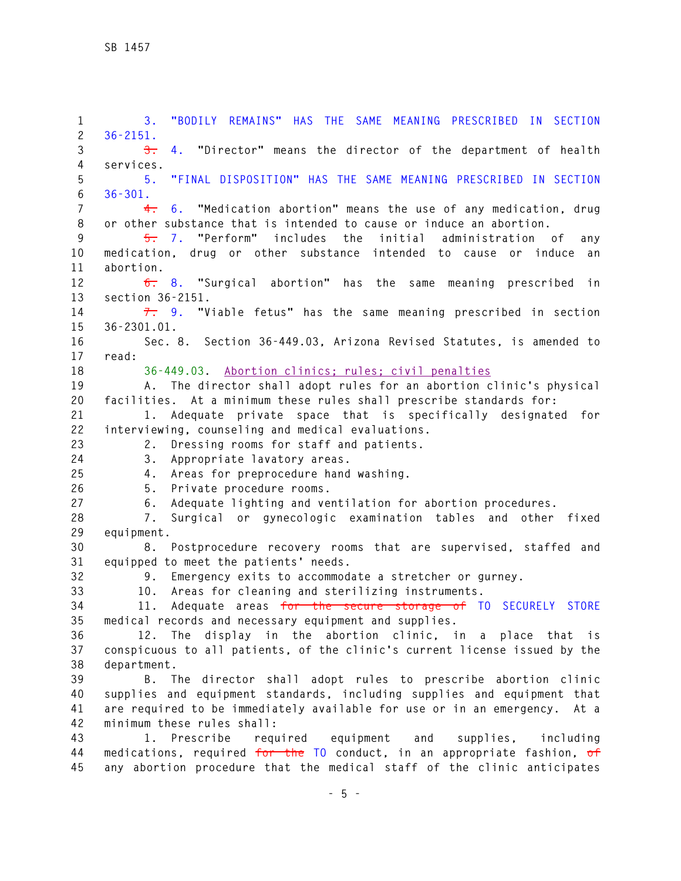3. "BODILY REMAINS" HAS THE SAME MEANING PRESCRIBED IN SECTION 36-2151.

~~3.~~ 4. "Director" means the director of the department of health services.

5. "FINAL DISPOSITION" HAS THE SAME MEANING PRESCRIBED IN SECTION 36-301.

~~4.~~ 6. "Medication abortion" means the use of any medication, drug or other substance that is intended to cause or induce an abortion.

~~5.~~ 7. "Perform" includes the initial administration of any medication, drug or other substance intended to cause or induce an abortion.

~~6.~~ 8. "Surgical abortion" has the same meaning prescribed in section 36-2151.

~~7.~~ 9. "Viable fetus" has the same meaning prescribed in section 36-2301.01.

Sec. 8. Section 36-449.03, Arizona Revised Statutes, is amended to read:

36-449.03. Abortion clinics; rules; civil penalties

A. The director shall adopt rules for an abortion clinic's physical facilities. At a minimum these rules shall prescribe standards for:

1. Adequate private space that is specifically designated for interviewing, counseling and medical evaluations.

2. Dressing rooms for staff and patients.

3. Appropriate lavatory areas.

4. Areas for preprocedure hand washing.

5. Private procedure rooms.

6. Adequate lighting and ventilation for abortion procedures.

7. Surgical or gynecologic examination tables and other fixed equipment.

8. Postprocedure recovery rooms that are supervised, staffed and equipped to meet the patients' needs.

9. Emergency exits to accommodate a stretcher or gurney.

10. Areas for cleaning and sterilizing instruments.

11. Adequate areas ~~for the secure storage of~~ TO SECURELY STORE medical records and necessary equipment and supplies.

12. The display in the abortion clinic, in a place that is conspicuous to all patients, of the clinic's current license issued by the department.

B. The director shall adopt rules to prescribe abortion clinic supplies and equipment standards, including supplies and equipment that are required to be immediately available for use or in an emergency. At a minimum these rules shall:

1. Prescribe required equipment and supplies, including medications, required ~~for the~~ TO conduct, in an appropriate fashion, ~~of~~ any abortion procedure that the medical staff of the clinic anticipates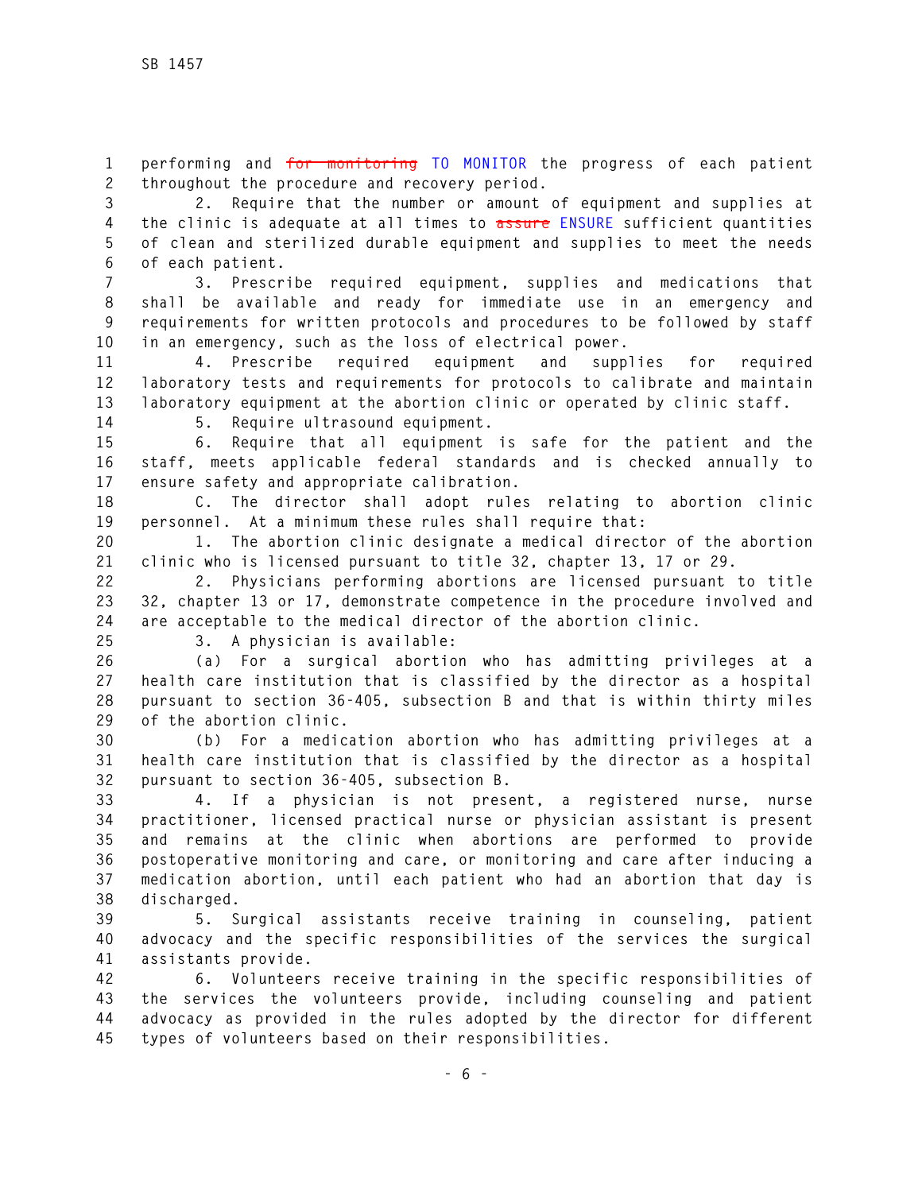performing and ~~for monitoring~~ TO MONITOR the progress of each patient throughout the procedure and recovery period.

2. Require that the number or amount of equipment and supplies at the clinic is adequate at all times to ~~assure~~ ENSURE sufficient quantities of clean and sterilized durable equipment and supplies to meet the needs of each patient.

3. Prescribe required equipment, supplies and medications that shall be available and ready for immediate use in an emergency and requirements for written protocols and procedures to be followed by staff in an emergency, such as the loss of electrical power.

4. Prescribe required equipment and supplies for required laboratory tests and requirements for protocols to calibrate and maintain laboratory equipment at the abortion clinic or operated by clinic staff.

5. Require ultrasound equipment.

6. Require that all equipment is safe for the patient and the staff, meets applicable federal standards and is checked annually to ensure safety and appropriate calibration.

C. The director shall adopt rules relating to abortion clinic personnel. At a minimum these rules shall require that:

1. The abortion clinic designate a medical director of the abortion clinic who is licensed pursuant to title 32, chapter 13, 17 or 29.

2. Physicians performing abortions are licensed pursuant to title 32, chapter 13 or 17, demonstrate competence in the procedure involved and are acceptable to the medical director of the abortion clinic.

3. A physician is available:

(a) For a surgical abortion who has admitting privileges at a health care institution that is classified by the director as a hospital pursuant to section 36-405, subsection B and that is within thirty miles of the abortion clinic.

(b) For a medication abortion who has admitting privileges at a health care institution that is classified by the director as a hospital pursuant to section 36-405, subsection B.

4. If a physician is not present, a registered nurse, nurse practitioner, licensed practical nurse or physician assistant is present and remains at the clinic when abortions are performed to provide postoperative monitoring and care, or monitoring and care after inducing a medication abortion, until each patient who had an abortion that day is discharged.

5. Surgical assistants receive training in counseling, patient advocacy and the specific responsibilities of the services the surgical assistants provide.

6. Volunteers receive training in the specific responsibilities of the services the volunteers provide, including counseling and patient advocacy as provided in the rules adopted by the director for different types of volunteers based on their responsibilities.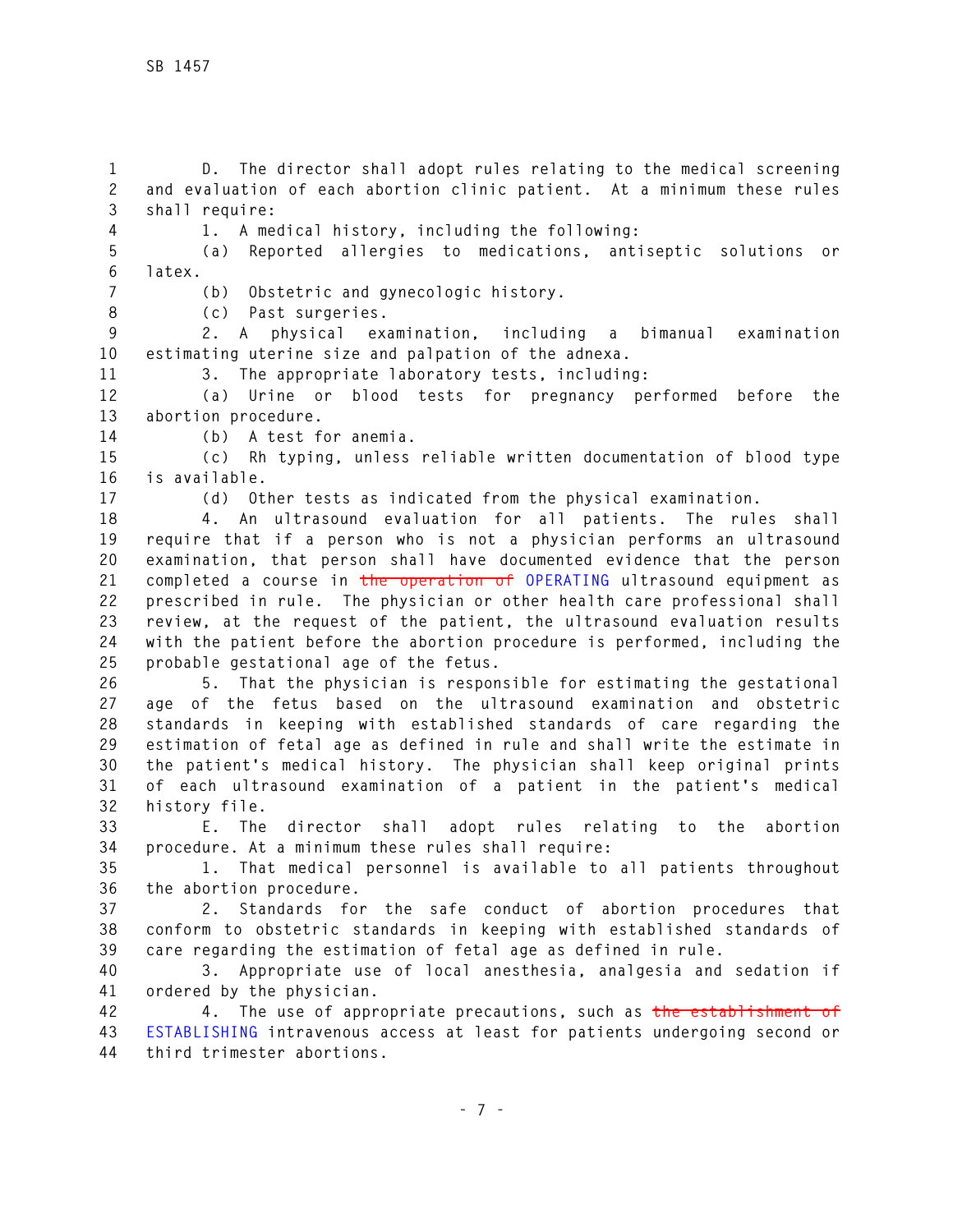D. The director shall adopt rules relating to the medical screening and evaluation of each abortion clinic patient. At a minimum these rules shall require:

1. A medical history, including the following:

(a) Reported allergies to medications, antiseptic solutions or latex.

(b) Obstetric and gynecologic history.

(c) Past surgeries.

2. A physical examination, including a bimanual examination estimating uterine size and palpation of the adnexa.

3. The appropriate laboratory tests, including:

(a) Urine or blood tests for pregnancy performed before the abortion procedure.

(b) A test for anemia.

(c) Rh typing, unless reliable written documentation of blood type is available.

(d) Other tests as indicated from the physical examination.

4. An ultrasound evaluation for all patients. The rules shall require that if a person who is not a physician performs an ultrasound examination, that person shall have documented evidence that the person completed a course in ~~the operation of~~ OPERATING ultrasound equipment as prescribed in rule. The physician or other health care professional shall review, at the request of the patient, the ultrasound evaluation results with the patient before the abortion procedure is performed, including the probable gestational age of the fetus.

5. That the physician is responsible for estimating the gestational age of the fetus based on the ultrasound examination and obstetric standards in keeping with established standards of care regarding the estimation of fetal age as defined in rule and shall write the estimate in the patient's medical history. The physician shall keep original prints of each ultrasound examination of a patient in the patient's medical history file.

E. The director shall adopt rules relating to the abortion procedure. At a minimum these rules shall require:

1. That medical personnel is available to all patients throughout the abortion procedure.

2. Standards for the safe conduct of abortion procedures that conform to obstetric standards in keeping with established standards of care regarding the estimation of fetal age as defined in rule.

3. Appropriate use of local anesthesia, analgesia and sedation if ordered by the physician.

4. The use of appropriate precautions, such as ~~the establishment of~~ ESTABLISHING intravenous access at least for patients undergoing second or third trimester abortions.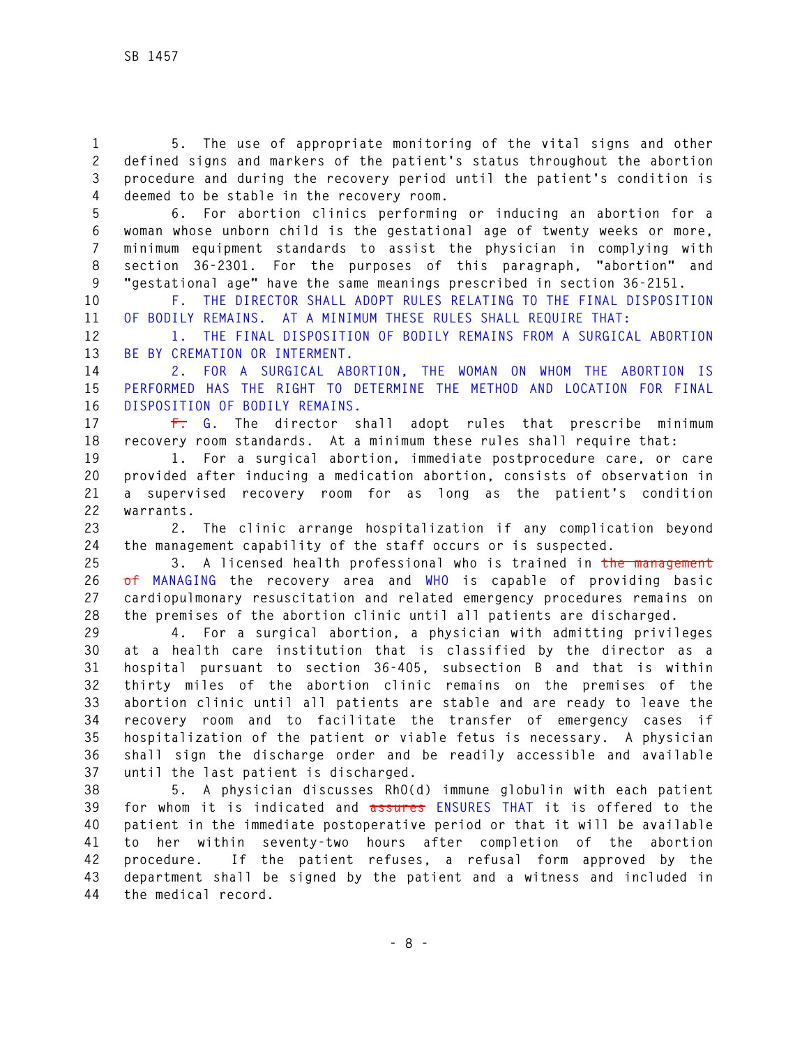5. The use of appropriate monitoring of the vital signs and other defined signs and markers of the patient's status throughout the abortion procedure and during the recovery period until the patient's condition is deemed to be stable in the recovery room.

6. For abortion clinics performing or inducing an abortion for a woman whose unborn child is the gestational age of twenty weeks or more, minimum equipment standards to assist the physician in complying with section 36-2301. For the purposes of this paragraph, "abortion" and "gestational age" have the same meanings prescribed in section 36-2151.

F. THE DIRECTOR SHALL ADOPT RULES RELATING TO THE FINAL DISPOSITION OF BODILY REMAINS. AT A MINIMUM THESE RULES SHALL REQUIRE THAT:

1. THE FINAL DISPOSITION OF BODILY REMAINS FROM A SURGICAL ABORTION BE BY CREMATION OR INTERMENT.

2. FOR A SURGICAL ABORTION, THE WOMAN ON WHOM THE ABORTION IS PERFORMED HAS THE RIGHT TO DETERMINE THE METHOD AND LOCATION FOR FINAL DISPOSITION OF BODILY REMAINS.

~~F.~~ G. The director shall adopt rules that prescribe minimum recovery room standards. At a minimum these rules shall require that:

1. For a surgical abortion, immediate postprocedure care, or care provided after inducing a medication abortion, consists of observation in a supervised recovery room for as long as the patient's condition warrants.

2. The clinic arrange hospitalization if any complication beyond the management capability of the staff occurs or is suspected.

3. A licensed health professional who is trained in ~~the management of~~ MANAGING the recovery area and WHO is capable of providing basic cardiopulmonary resuscitation and related emergency procedures remains on the premises of the abortion clinic until all patients are discharged.

4. For a surgical abortion, a physician with admitting privileges at a health care institution that is classified by the director as a hospital pursuant to section 36-405, subsection B and that is within thirty miles of the abortion clinic remains on the premises of the abortion clinic until all patients are stable and are ready to leave the recovery room and to facilitate the transfer of emergency cases if hospitalization of the patient or viable fetus is necessary. A physician shall sign the discharge order and be readily accessible and available until the last patient is discharged.

5. A physician discusses RhO(d) immune globulin with each patient for whom it is indicated and ~~assures~~ ENSURES THAT it is offered to the patient in the immediate postoperative period or that it will be available to her within seventy-two hours after completion of the abortion procedure. If the patient refuses, a refusal form approved by the department shall be signed by the patient and a witness and included in the medical record.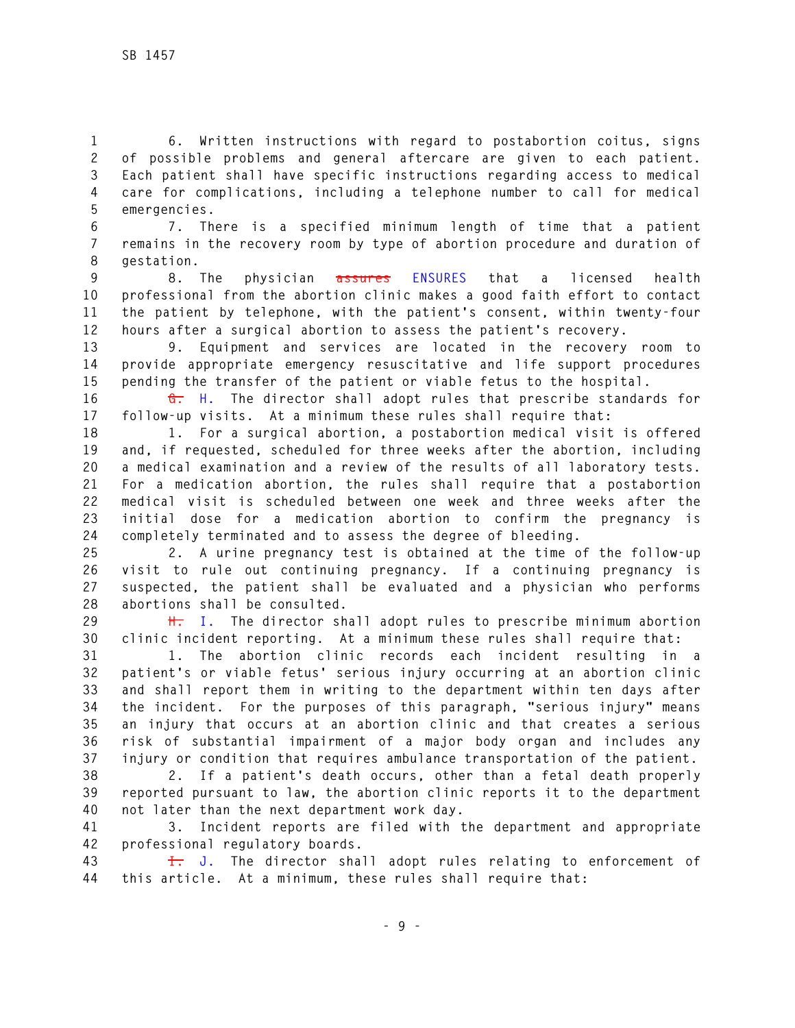6. Written instructions with regard to postabortion coitus, signs of possible problems and general aftercare are given to each patient. Each patient shall have specific instructions regarding access to medical care for complications, including a telephone number to call for medical emergencies.

7. There is a specified minimum length of time that a patient remains in the recovery room by type of abortion procedure and duration of gestation.

8. The physician ~~assures~~ ENSURES that a licensed health professional from the abortion clinic makes a good faith effort to contact the patient by telephone, with the patient's consent, within twenty-four hours after a surgical abortion to assess the patient's recovery.

9. Equipment and services are located in the recovery room to provide appropriate emergency resuscitative and life support procedures pending the transfer of the patient or viable fetus to the hospital.

~~G.~~ H. The director shall adopt rules that prescribe standards for follow-up visits. At a minimum these rules shall require that:

1. For a surgical abortion, a postabortion medical visit is offered and, if requested, scheduled for three weeks after the abortion, including a medical examination and a review of the results of all laboratory tests. For a medication abortion, the rules shall require that a postabortion medical visit is scheduled between one week and three weeks after the initial dose for a medication abortion to confirm the pregnancy is completely terminated and to assess the degree of bleeding.

2. A urine pregnancy test is obtained at the time of the follow-up visit to rule out continuing pregnancy. If a continuing pregnancy is suspected, the patient shall be evaluated and a physician who performs abortions shall be consulted.

~~H.~~ I. The director shall adopt rules to prescribe minimum abortion clinic incident reporting. At a minimum these rules shall require that:

1. The abortion clinic records each incident resulting in a patient's or viable fetus' serious injury occurring at an abortion clinic and shall report them in writing to the department within ten days after the incident. For the purposes of this paragraph, "serious injury" means an injury that occurs at an abortion clinic and that creates a serious risk of substantial impairment of a major body organ and includes any injury or condition that requires ambulance transportation of the patient.

2. If a patient's death occurs, other than a fetal death properly reported pursuant to law, the abortion clinic reports it to the department not later than the next department work day.

3. Incident reports are filed with the department and appropriate professional regulatory boards.

~~I.~~ J. The director shall adopt rules relating to enforcement of this article. At a minimum, these rules shall require that: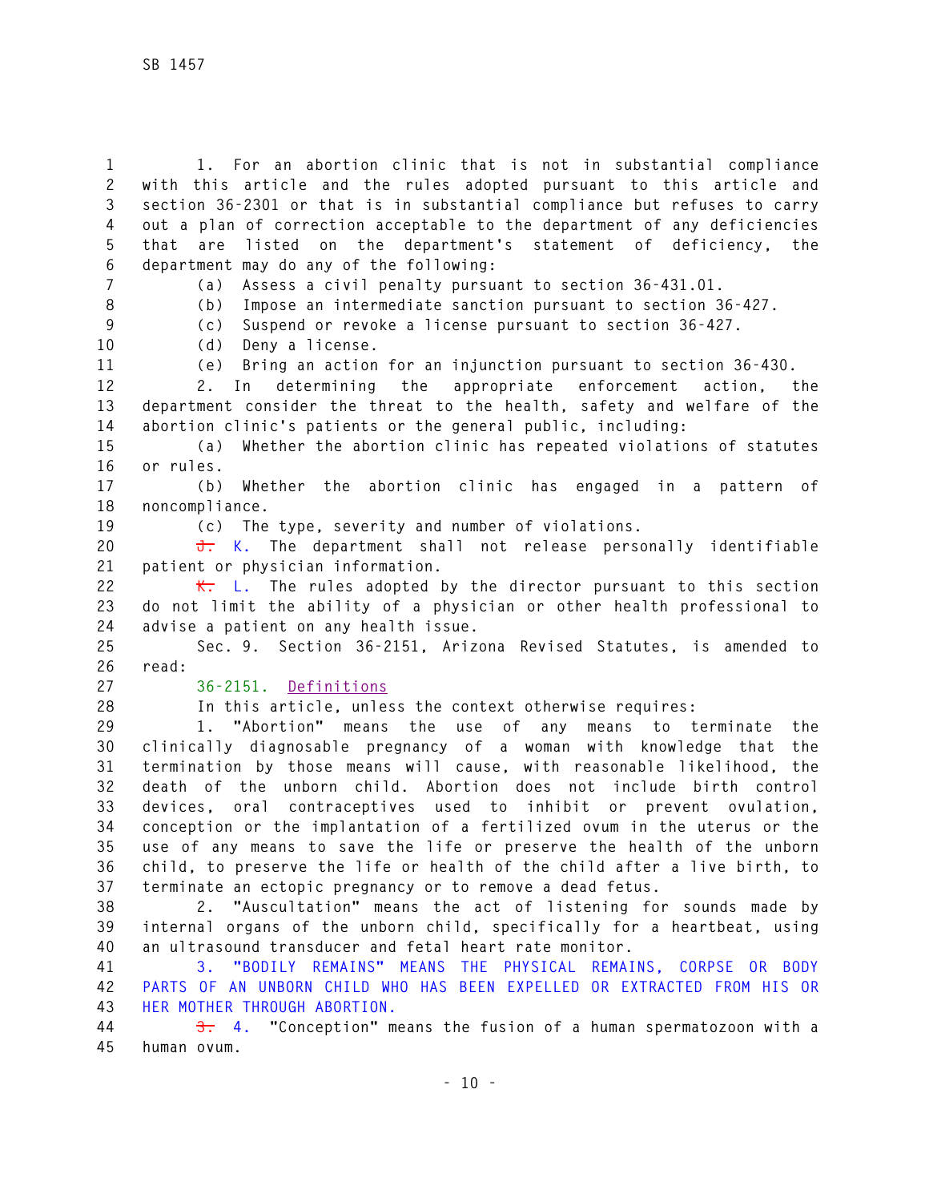1. For an abortion clinic that is not in substantial compliance with this article and the rules adopted pursuant to this article and section 36-2301 or that is in substantial compliance but refuses to carry out a plan of correction acceptable to the department of any deficiencies that are listed on the department's statement of deficiency, the department may do any of the following:

(a) Assess a civil penalty pursuant to section 36-431.01.

(b) Impose an intermediate sanction pursuant to section 36-427.

(c) Suspend or revoke a license pursuant to section 36-427.

(d) Deny a license.

(e) Bring an action for an injunction pursuant to section 36-430.

2. In determining the appropriate enforcement action, the department consider the threat to the health, safety and welfare of the abortion clinic's patients or the general public, including:

(a) Whether the abortion clinic has repeated violations of statutes or rules.

(b) Whether the abortion clinic has engaged in a pattern of noncompliance.

(c) The type, severity and number of violations.

~~J.~~ K. The department shall not release personally identifiable patient or physician information.

~~K.~~ L. The rules adopted by the director pursuant to this section do not limit the ability of a physician or other health professional to advise a patient on any health issue.

Sec. 9. Section 36-2151, Arizona Revised Statutes, is amended to read:

36-2151. Definitions

In this article, unless the context otherwise requires:

1. "Abortion" means the use of any means to terminate the clinically diagnosable pregnancy of a woman with knowledge that the termination by those means will cause, with reasonable likelihood, the death of the unborn child. Abortion does not include birth control devices, oral contraceptives used to inhibit or prevent ovulation, conception or the implantation of a fertilized ovum in the uterus or the use of any means to save the life or preserve the health of the unborn child, to preserve the life or health of the child after a live birth, to terminate an ectopic pregnancy or to remove a dead fetus.

2. "Auscultation" means the act of listening for sounds made by internal organs of the unborn child, specifically for a heartbeat, using an ultrasound transducer and fetal heart rate monitor.

3. "BODILY REMAINS" MEANS THE PHYSICAL REMAINS, CORPSE OR BODY PARTS OF AN UNBORN CHILD WHO HAS BEEN EXPELLED OR EXTRACTED FROM HIS OR HER MOTHER THROUGH ABORTION.

~~3.~~ 4. "Conception" means the fusion of a human spermatozoon with a human ovum.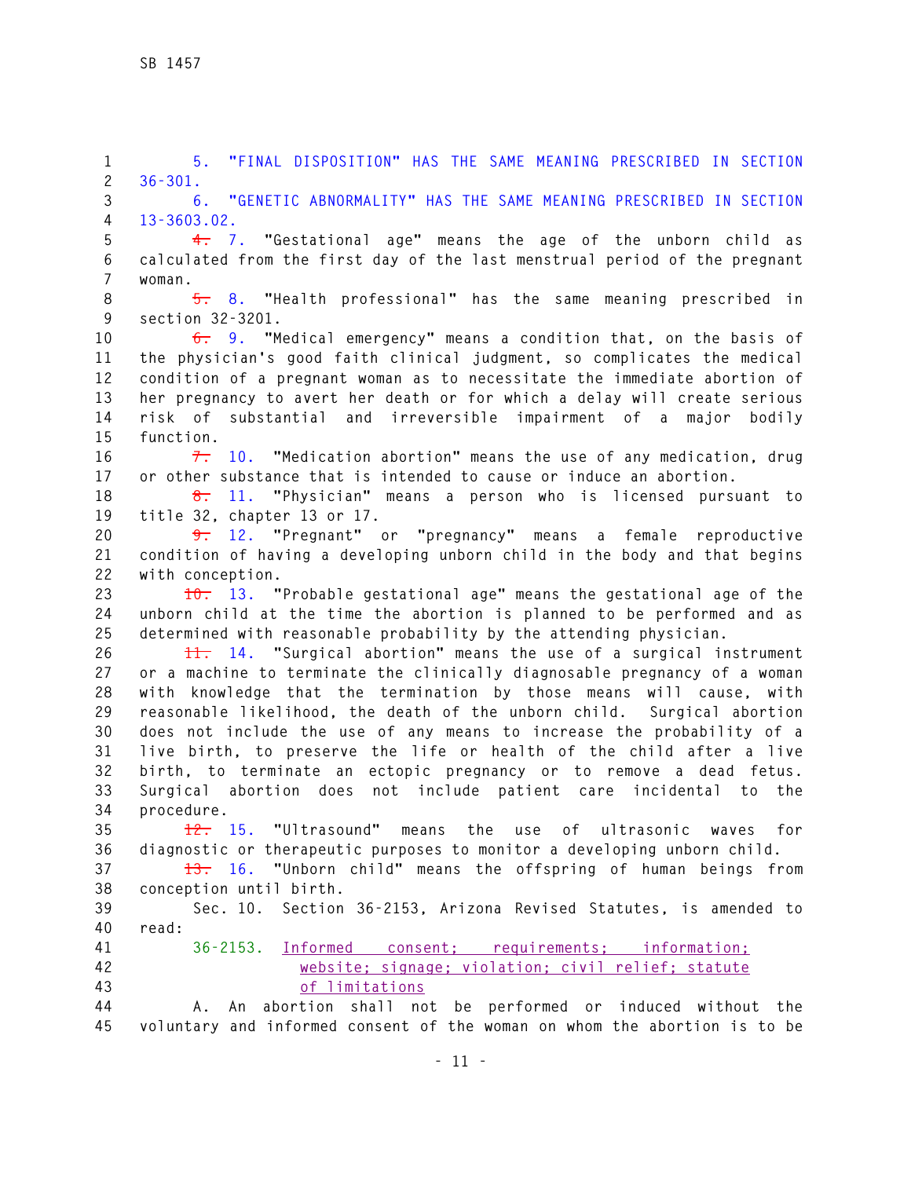5. "FINAL DISPOSITION" HAS THE SAME MEANING PRESCRIBED IN SECTION 36-301.

6. "GENETIC ABNORMALITY" HAS THE SAME MEANING PRESCRIBED IN SECTION 13-3603.02.

~~4.~~ 7. "Gestational age" means the age of the unborn child as calculated from the first day of the last menstrual period of the pregnant woman.

~~5.~~ 8. "Health professional" has the same meaning prescribed in section 32-3201.

~~6.~~ 9. "Medical emergency" means a condition that, on the basis of the physician's good faith clinical judgment, so complicates the medical condition of a pregnant woman as to necessitate the immediate abortion of her pregnancy to avert her death or for which a delay will create serious risk of substantial and irreversible impairment of a major bodily function.

~~7.~~ 10. "Medication abortion" means the use of any medication, drug or other substance that is intended to cause or induce an abortion.

~~8.~~ 11. "Physician" means a person who is licensed pursuant to title 32, chapter 13 or 17.

~~9.~~ 12. "Pregnant" or "pregnancy" means a female reproductive condition of having a developing unborn child in the body and that begins with conception.

~~10.~~ 13. "Probable gestational age" means the gestational age of the unborn child at the time the abortion is planned to be performed and as determined with reasonable probability by the attending physician.

~~11.~~ 14. "Surgical abortion" means the use of a surgical instrument or a machine to terminate the clinically diagnosable pregnancy of a woman with knowledge that the termination by those means will cause, with reasonable likelihood, the death of the unborn child. Surgical abortion does not include the use of any means to increase the probability of a live birth, to preserve the life or health of the child after a live birth, to terminate an ectopic pregnancy or to remove a dead fetus. Surgical abortion does not include patient care incidental to the procedure.

~~12.~~ 15. "Ultrasound" means the use of ultrasonic waves for diagnostic or therapeutic purposes to monitor a developing unborn child.

~~13.~~ 16. "Unborn child" means the offspring of human beings from conception until birth.

Sec. 10. Section 36-2153, Arizona Revised Statutes, is amended to read:

36-2153. Informed consent; requirements; information; website; signage; violation; civil relief; statute of limitations

A. An abortion shall not be performed or induced without the voluntary and informed consent of the woman on whom the abortion is to be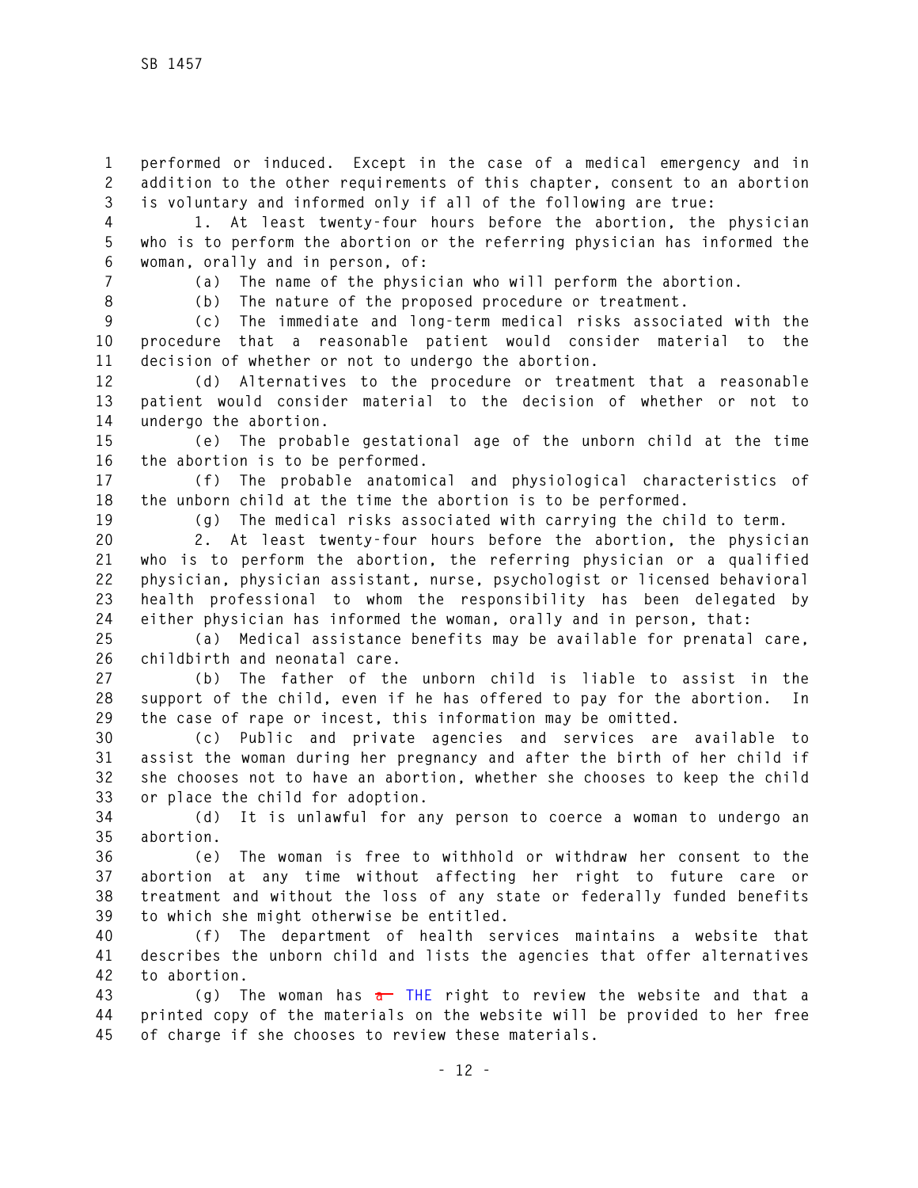performed or induced. Except in the case of a medical emergency and in addition to the other requirements of this chapter, consent to an abortion is voluntary and informed only if all of the following are true:

1. At least twenty-four hours before the abortion, the physician who is to perform the abortion or the referring physician has informed the woman, orally and in person, of:

(a) The name of the physician who will perform the abortion.

(b) The nature of the proposed procedure or treatment.

(c) The immediate and long-term medical risks associated with the procedure that a reasonable patient would consider material to the decision of whether or not to undergo the abortion.

(d) Alternatives to the procedure or treatment that a reasonable patient would consider material to the decision of whether or not to undergo the abortion.

(e) The probable gestational age of the unborn child at the time the abortion is to be performed.

(f) The probable anatomical and physiological characteristics of the unborn child at the time the abortion is to be performed.

(g) The medical risks associated with carrying the child to term.

2. At least twenty-four hours before the abortion, the physician who is to perform the abortion, the referring physician or a qualified physician, physician assistant, nurse, psychologist or licensed behavioral health professional to whom the responsibility has been delegated by either physician has informed the woman, orally and in person, that:

(a) Medical assistance benefits may be available for prenatal care, childbirth and neonatal care.

(b) The father of the unborn child is liable to assist in the support of the child, even if he has offered to pay for the abortion. In the case of rape or incest, this information may be omitted.

(c) Public and private agencies and services are available to assist the woman during her pregnancy and after the birth of her child if she chooses not to have an abortion, whether she chooses to keep the child or place the child for adoption.

(d) It is unlawful for any person to coerce a woman to undergo an abortion.

(e) The woman is free to withhold or withdraw her consent to the abortion at any time without affecting her right to future care or treatment and without the loss of any state or federally funded benefits to which she might otherwise be entitled.

(f) The department of health services maintains a website that describes the unborn child and lists the agencies that offer alternatives to abortion.

(g) The woman has ~~a~~ THE right to review the website and that a printed copy of the materials on the website will be provided to her free of charge if she chooses to review these materials.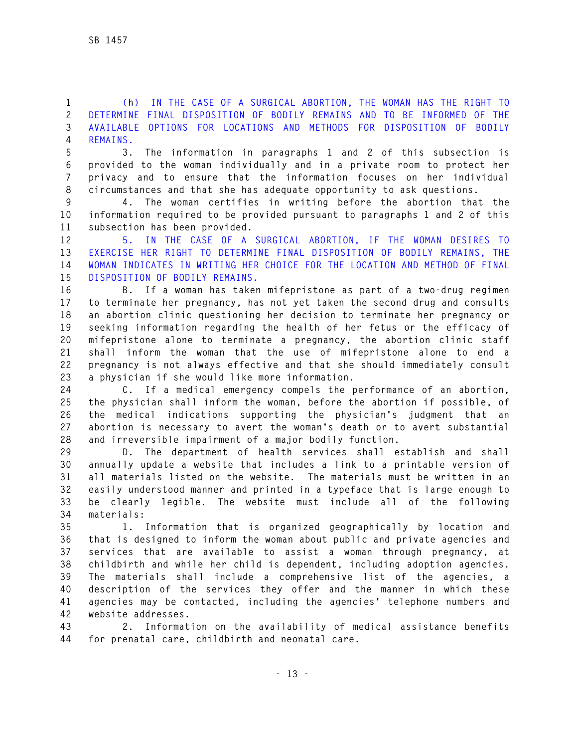(h) IN THE CASE OF A SURGICAL ABORTION, THE WOMAN HAS THE RIGHT TO DETERMINE FINAL DISPOSITION OF BODILY REMAINS AND TO BE INFORMED OF THE AVAILABLE OPTIONS FOR LOCATIONS AND METHODS FOR DISPOSITION OF BODILY REMAINS.

3. The information in paragraphs 1 and 2 of this subsection is provided to the woman individually and in a private room to protect her privacy and to ensure that the information focuses on her individual circumstances and that she has adequate opportunity to ask questions.

4. The woman certifies in writing before the abortion that the information required to be provided pursuant to paragraphs 1 and 2 of this subsection has been provided.

5. IN THE CASE OF A SURGICAL ABORTION, IF THE WOMAN DESIRES TO EXERCISE HER RIGHT TO DETERMINE FINAL DISPOSITION OF BODILY REMAINS, THE WOMAN INDICATES IN WRITING HER CHOICE FOR THE LOCATION AND METHOD OF FINAL DISPOSITION OF BODILY REMAINS.

B. If a woman has taken mifepristone as part of a two-drug regimen to terminate her pregnancy, has not yet taken the second drug and consults an abortion clinic questioning her decision to terminate her pregnancy or seeking information regarding the health of her fetus or the efficacy of mifepristone alone to terminate a pregnancy, the abortion clinic staff shall inform the woman that the use of mifepristone alone to end a pregnancy is not always effective and that she should immediately consult a physician if she would like more information.

C. If a medical emergency compels the performance of an abortion, the physician shall inform the woman, before the abortion if possible, of the medical indications supporting the physician's judgment that an abortion is necessary to avert the woman's death or to avert substantial and irreversible impairment of a major bodily function.

D. The department of health services shall establish and shall annually update a website that includes a link to a printable version of all materials listed on the website. The materials must be written in an easily understood manner and printed in a typeface that is large enough to be clearly legible. The website must include all of the following materials:

1. Information that is organized geographically by location and that is designed to inform the woman about public and private agencies and services that are available to assist a woman through pregnancy, at childbirth and while her child is dependent, including adoption agencies. The materials shall include a comprehensive list of the agencies, a description of the services they offer and the manner in which these agencies may be contacted, including the agencies' telephone numbers and website addresses.

2. Information on the availability of medical assistance benefits for prenatal care, childbirth and neonatal care.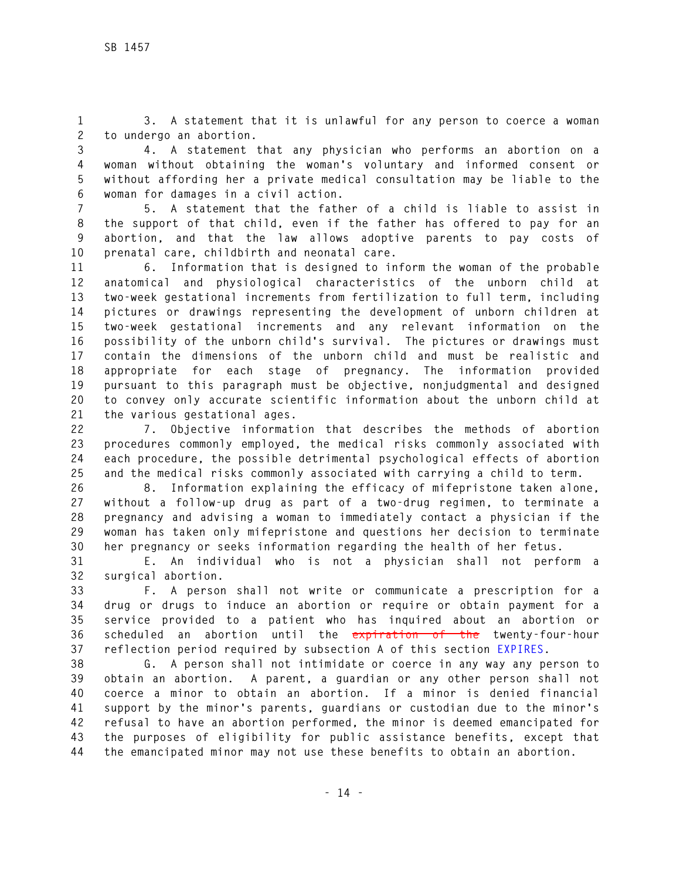3. A statement that it is unlawful for any person to coerce a woman to undergo an abortion.

4. A statement that any physician who performs an abortion on a woman without obtaining the woman's voluntary and informed consent or without affording her a private medical consultation may be liable to the woman for damages in a civil action.

5. A statement that the father of a child is liable to assist in the support of that child, even if the father has offered to pay for an abortion, and that the law allows adoptive parents to pay costs of prenatal care, childbirth and neonatal care.

6. Information that is designed to inform the woman of the probable anatomical and physiological characteristics of the unborn child at two-week gestational increments from fertilization to full term, including pictures or drawings representing the development of unborn children at two-week gestational increments and any relevant information on the possibility of the unborn child's survival. The pictures or drawings must contain the dimensions of the unborn child and must be realistic and appropriate for each stage of pregnancy. The information provided pursuant to this paragraph must be objective, nonjudgmental and designed to convey only accurate scientific information about the unborn child at the various gestational ages.

7. Objective information that describes the methods of abortion procedures commonly employed, the medical risks commonly associated with each procedure, the possible detrimental psychological effects of abortion and the medical risks commonly associated with carrying a child to term.

8. Information explaining the efficacy of mifepristone taken alone, without a follow-up drug as part of a two-drug regimen, to terminate a pregnancy and advising a woman to immediately contact a physician if the woman has taken only mifepristone and questions her decision to terminate her pregnancy or seeks information regarding the health of her fetus.

E. An individual who is not a physician shall not perform a surgical abortion.

F. A person shall not write or communicate a prescription for a drug or drugs to induce an abortion or require or obtain payment for a service provided to a patient who has inquired about an abortion or scheduled an abortion until the ~~expiration of the~~ twenty-four-hour reflection period required by subsection A of this section EXPIRES.

G. A person shall not intimidate or coerce in any way any person to obtain an abortion. A parent, a guardian or any other person shall not coerce a minor to obtain an abortion. If a minor is denied financial support by the minor's parents, guardians or custodian due to the minor's refusal to have an abortion performed, the minor is deemed emancipated for the purposes of eligibility for public assistance benefits, except that the emancipated minor may not use these benefits to obtain an abortion.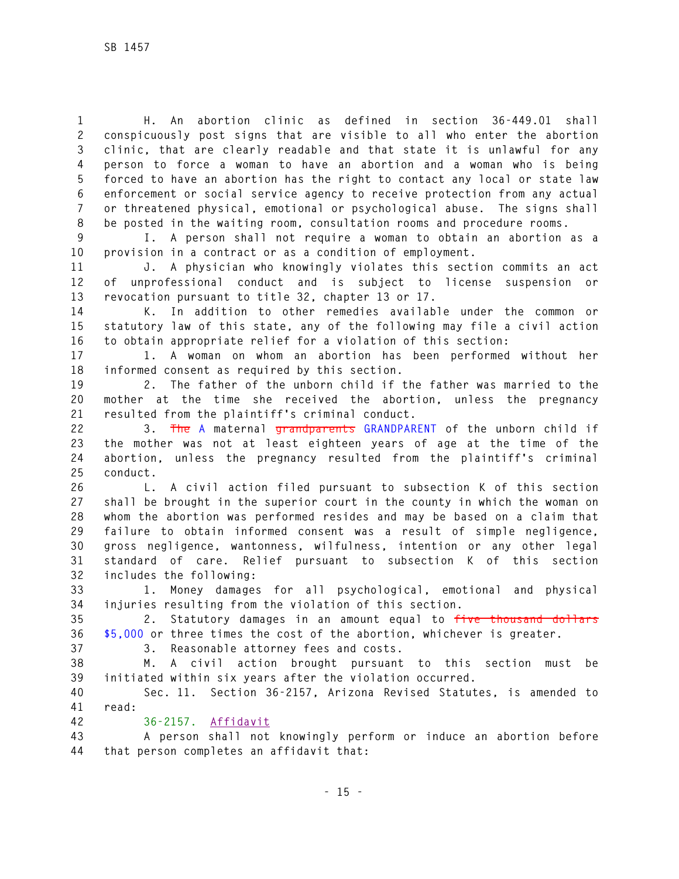H. An abortion clinic as defined in section 36-449.01 shall conspicuously post signs that are visible to all who enter the abortion clinic, that are clearly readable and that state it is unlawful for any person to force a woman to have an abortion and a woman who is being forced to have an abortion has the right to contact any local or state law enforcement or social service agency to receive protection from any actual or threatened physical, emotional or psychological abuse. The signs shall be posted in the waiting room, consultation rooms and procedure rooms.

I. A person shall not require a woman to obtain an abortion as a provision in a contract or as a condition of employment.

J. A physician who knowingly violates this section commits an act of unprofessional conduct and is subject to license suspension or revocation pursuant to title 32, chapter 13 or 17.

K. In addition to other remedies available under the common or statutory law of this state, any of the following may file a civil action to obtain appropriate relief for a violation of this section:

1. A woman on whom an abortion has been performed without her informed consent as required by this section.

2. The father of the unborn child if the father was married to the mother at the time she received the abortion, unless the pregnancy resulted from the plaintiff's criminal conduct.

3. ~~The~~ A maternal ~~grandparents~~ GRANDPARENT of the unborn child if the mother was not at least eighteen years of age at the time of the abortion, unless the pregnancy resulted from the plaintiff's criminal conduct.

L. A civil action filed pursuant to subsection K of this section shall be brought in the superior court in the county in which the woman on whom the abortion was performed resides and may be based on a claim that failure to obtain informed consent was a result of simple negligence, gross negligence, wantonness, wilfulness, intention or any other legal standard of care. Relief pursuant to subsection K of this section includes the following:

1. Money damages for all psychological, emotional and physical injuries resulting from the violation of this section.

2. Statutory damages in an amount equal to ~~five thousand dollars~~ $5,000 or three times the cost of the abortion, whichever is greater.

3. Reasonable attorney fees and costs.

M. A civil action brought pursuant to this section must be initiated within six years after the violation occurred.

Sec. 11. Section 36-2157, Arizona Revised Statutes, is amended to read:

36-2157. Affidavit

A person shall not knowingly perform or induce an abortion before that person completes an affidavit that: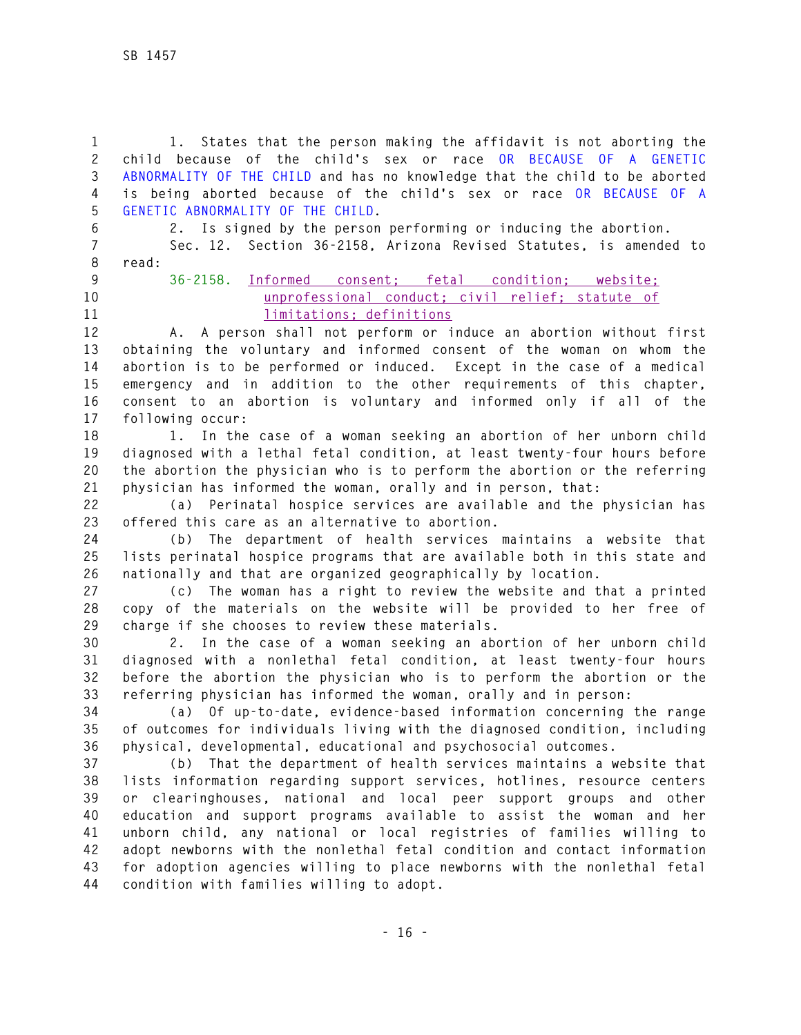1. States that the person making the affidavit is not aborting the child because of the child's sex or race OR BECAUSE OF A GENETIC ABNORMALITY OF THE CHILD and has no knowledge that the child to be aborted is being aborted because of the child's sex or race OR BECAUSE OF A GENETIC ABNORMALITY OF THE CHILD.

2. Is signed by the person performing or inducing the abortion.

Sec. 12. Section 36-2158, Arizona Revised Statutes, is amended to read:

36-2158. Informed consent; fetal condition; website; unprofessional conduct; civil relief; statute of limitations; definitions

A. A person shall not perform or induce an abortion without first obtaining the voluntary and informed consent of the woman on whom the abortion is to be performed or induced. Except in the case of a medical emergency and in addition to the other requirements of this chapter, consent to an abortion is voluntary and informed only if all of the following occur:

1. In the case of a woman seeking an abortion of her unborn child diagnosed with a lethal fetal condition, at least twenty-four hours before the abortion the physician who is to perform the abortion or the referring physician has informed the woman, orally and in person, that:

(a) Perinatal hospice services are available and the physician has offered this care as an alternative to abortion.

(b) The department of health services maintains a website that lists perinatal hospice programs that are available both in this state and nationally and that are organized geographically by location.

(c) The woman has a right to review the website and that a printed copy of the materials on the website will be provided to her free of charge if she chooses to review these materials.

2. In the case of a woman seeking an abortion of her unborn child diagnosed with a nonlethal fetal condition, at least twenty-four hours before the abortion the physician who is to perform the abortion or the referring physician has informed the woman, orally and in person:

(a) Of up-to-date, evidence-based information concerning the range of outcomes for individuals living with the diagnosed condition, including physical, developmental, educational and psychosocial outcomes.

(b) That the department of health services maintains a website that lists information regarding support services, hotlines, resource centers or clearinghouses, national and local peer support groups and other education and support programs available to assist the woman and her unborn child, any national or local registries of families willing to adopt newborns with the nonlethal fetal condition and contact information for adoption agencies willing to place newborns with the nonlethal fetal condition with families willing to adopt.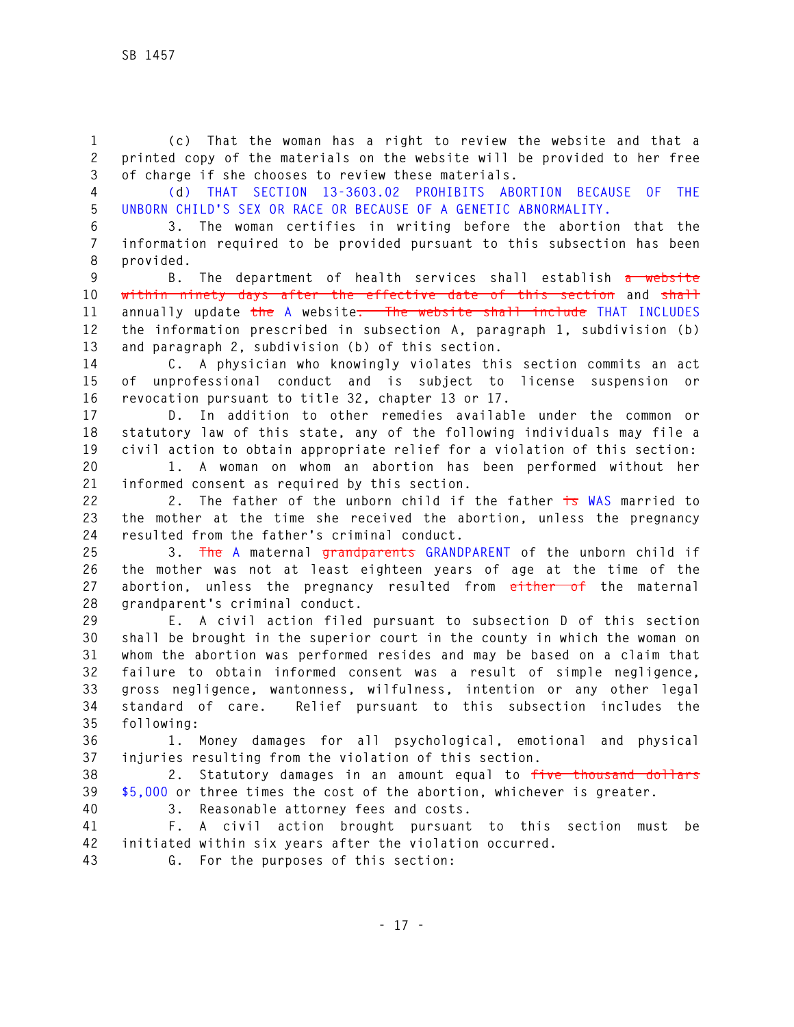(c) That the woman has a right to review the website and that a printed copy of the materials on the website will be provided to her free of charge if she chooses to review these materials.

(d) THAT SECTION 13-3603.02 PROHIBITS ABORTION BECAUSE OF THE UNBORN CHILD'S SEX OR RACE OR BECAUSE OF A GENETIC ABNORMALITY.

3. The woman certifies in writing before the abortion that the information required to be provided pursuant to this subsection has been provided.

B. The department of health services shall establish ~~a website within ninety days after the effective date of this section~~ and ~~shall~~ annually update ~~the~~ A website~~. The website shall include~~ THAT INCLUDES the information prescribed in subsection A, paragraph 1, subdivision (b) and paragraph 2, subdivision (b) of this section.

C. A physician who knowingly violates this section commits an act of unprofessional conduct and is subject to license suspension or revocation pursuant to title 32, chapter 13 or 17.

D. In addition to other remedies available under the common or statutory law of this state, any of the following individuals may file a civil action to obtain appropriate relief for a violation of this section:

1. A woman on whom an abortion has been performed without her informed consent as required by this section.

2. The father of the unborn child if the father ~~is~~ WAS married to the mother at the time she received the abortion, unless the pregnancy resulted from the father's criminal conduct.

3. ~~The~~ A maternal ~~grandparents~~ GRANDPARENT of the unborn child if the mother was not at least eighteen years of age at the time of the abortion, unless the pregnancy resulted from ~~either of~~ the maternal grandparent's criminal conduct.

E. A civil action filed pursuant to subsection D of this section shall be brought in the superior court in the county in which the woman on whom the abortion was performed resides and may be based on a claim that failure to obtain informed consent was a result of simple negligence, gross negligence, wantonness, wilfulness, intention or any other legal standard of care. Relief pursuant to this subsection includes the following:

1. Money damages for all psychological, emotional and physical injuries resulting from the violation of this section.

2. Statutory damages in an amount equal to ~~five thousand dollars~~ $5,000 or three times the cost of the abortion, whichever is greater.

3. Reasonable attorney fees and costs.

F. A civil action brought pursuant to this section must be initiated within six years after the violation occurred.

G. For the purposes of this section: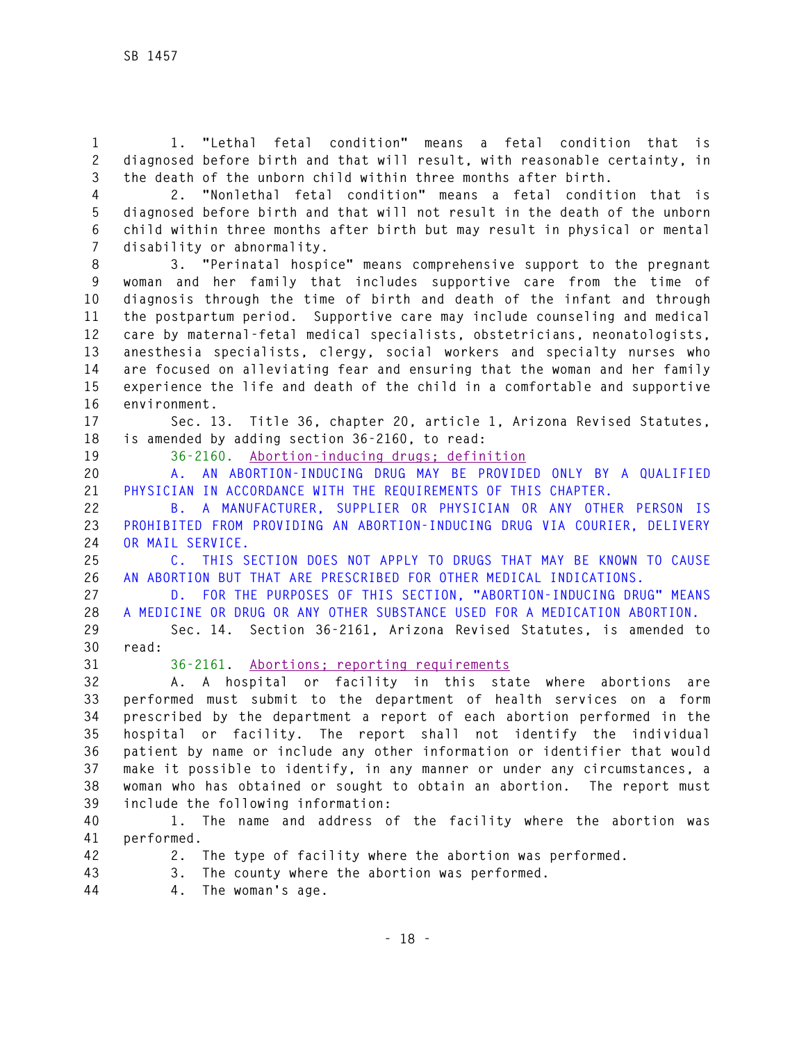1. "Lethal fetal condition" means a fetal condition that is diagnosed before birth and that will result, with reasonable certainty, in the death of the unborn child within three months after birth.

2. "Nonlethal fetal condition" means a fetal condition that is diagnosed before birth and that will not result in the death of the unborn child within three months after birth but may result in physical or mental disability or abnormality.

3. "Perinatal hospice" means comprehensive support to the pregnant woman and her family that includes supportive care from the time of diagnosis through the time of birth and death of the infant and through the postpartum period. Supportive care may include counseling and medical care by maternal-fetal medical specialists, obstetricians, neonatologists, anesthesia specialists, clergy, social workers and specialty nurses who are focused on alleviating fear and ensuring that the woman and her family experience the life and death of the child in a comfortable and supportive environment.

Sec. 13. Title 36, chapter 20, article 1, Arizona Revised Statutes, is amended by adding section 36-2160, to read:

36-2160. Abortion-inducing drugs; definition

A. AN ABORTION-INDUCING DRUG MAY BE PROVIDED ONLY BY A QUALIFIED PHYSICIAN IN ACCORDANCE WITH THE REQUIREMENTS OF THIS CHAPTER.

B. A MANUFACTURER, SUPPLIER OR PHYSICIAN OR ANY OTHER PERSON IS PROHIBITED FROM PROVIDING AN ABORTION-INDUCING DRUG VIA COURIER, DELIVERY OR MAIL SERVICE.

C. THIS SECTION DOES NOT APPLY TO DRUGS THAT MAY BE KNOWN TO CAUSE AN ABORTION BUT THAT ARE PRESCRIBED FOR OTHER MEDICAL INDICATIONS.

D. FOR THE PURPOSES OF THIS SECTION, "ABORTION-INDUCING DRUG" MEANS A MEDICINE OR DRUG OR ANY OTHER SUBSTANCE USED FOR A MEDICATION ABORTION.

Sec. 14. Section 36-2161, Arizona Revised Statutes, is amended to read:

36-2161. Abortions; reporting requirements

A. A hospital or facility in this state where abortions are performed must submit to the department of health services on a form prescribed by the department a report of each abortion performed in the hospital or facility. The report shall not identify the individual patient by name or include any other information or identifier that would make it possible to identify, in any manner or under any circumstances, a woman who has obtained or sought to obtain an abortion. The report must include the following information:

1. The name and address of the facility where the abortion was performed.

2. The type of facility where the abortion was performed.

3. The county where the abortion was performed.

4. The woman's age.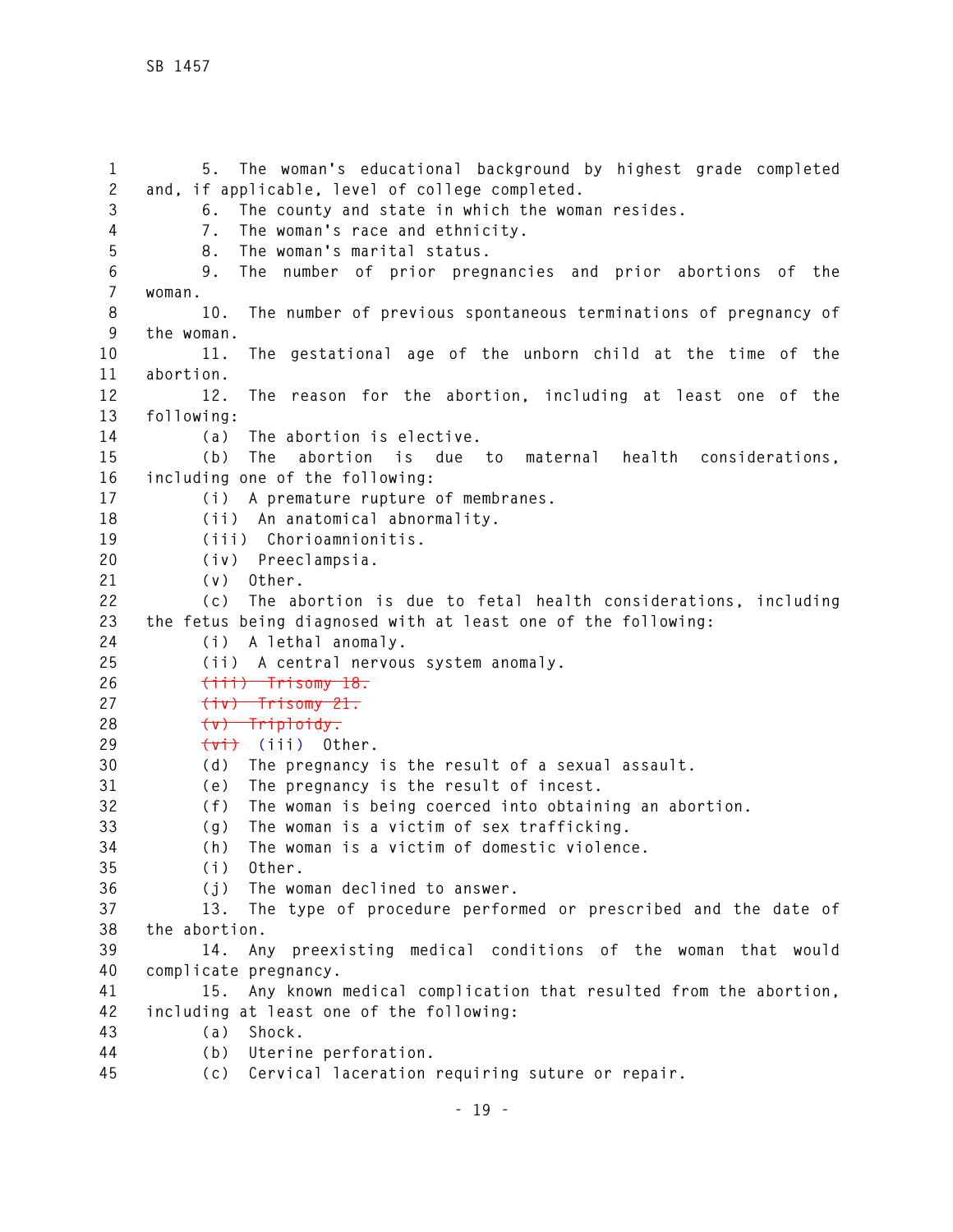5. The woman's educational background by highest grade completed and, if applicable, level of college completed.

6. The county and state in which the woman resides.

7. The woman's race and ethnicity.

8. The woman's marital status.

9. The number of prior pregnancies and prior abortions of the woman.

10. The number of previous spontaneous terminations of pregnancy of the woman.

11. The gestational age of the unborn child at the time of the abortion.

12. The reason for the abortion, including at least one of the following:

(a) The abortion is elective.

(b) The abortion is due to maternal health considerations, including one of the following:

(i) A premature rupture of membranes.

(ii) An anatomical abnormality.

(iii) Chorioamnionitis.

(iv) Preeclampsia.

(v) Other.

(c) The abortion is due to fetal health considerations, including the fetus being diagnosed with at least one of the following:

(i) A lethal anomaly.

(ii) A central nervous system anomaly.

~~(iii) Trisomy 18.~~

~~(iv) Trisomy 21.~~

~~(v) Triploidy.~~

~~(vi)~~ (iii) Other.

(d) The pregnancy is the result of a sexual assault.

(e) The pregnancy is the result of incest.

(f) The woman is being coerced into obtaining an abortion.

(g) The woman is a victim of sex trafficking.

(h) The woman is a victim of domestic violence.

(i) Other.

(j) The woman declined to answer.

13. The type of procedure performed or prescribed and the date of the abortion.

14. Any preexisting medical conditions of the woman that would complicate pregnancy.

15. Any known medical complication that resulted from the abortion, including at least one of the following:

(a) Shock.

(b) Uterine perforation.

(c) Cervical laceration requiring suture or repair.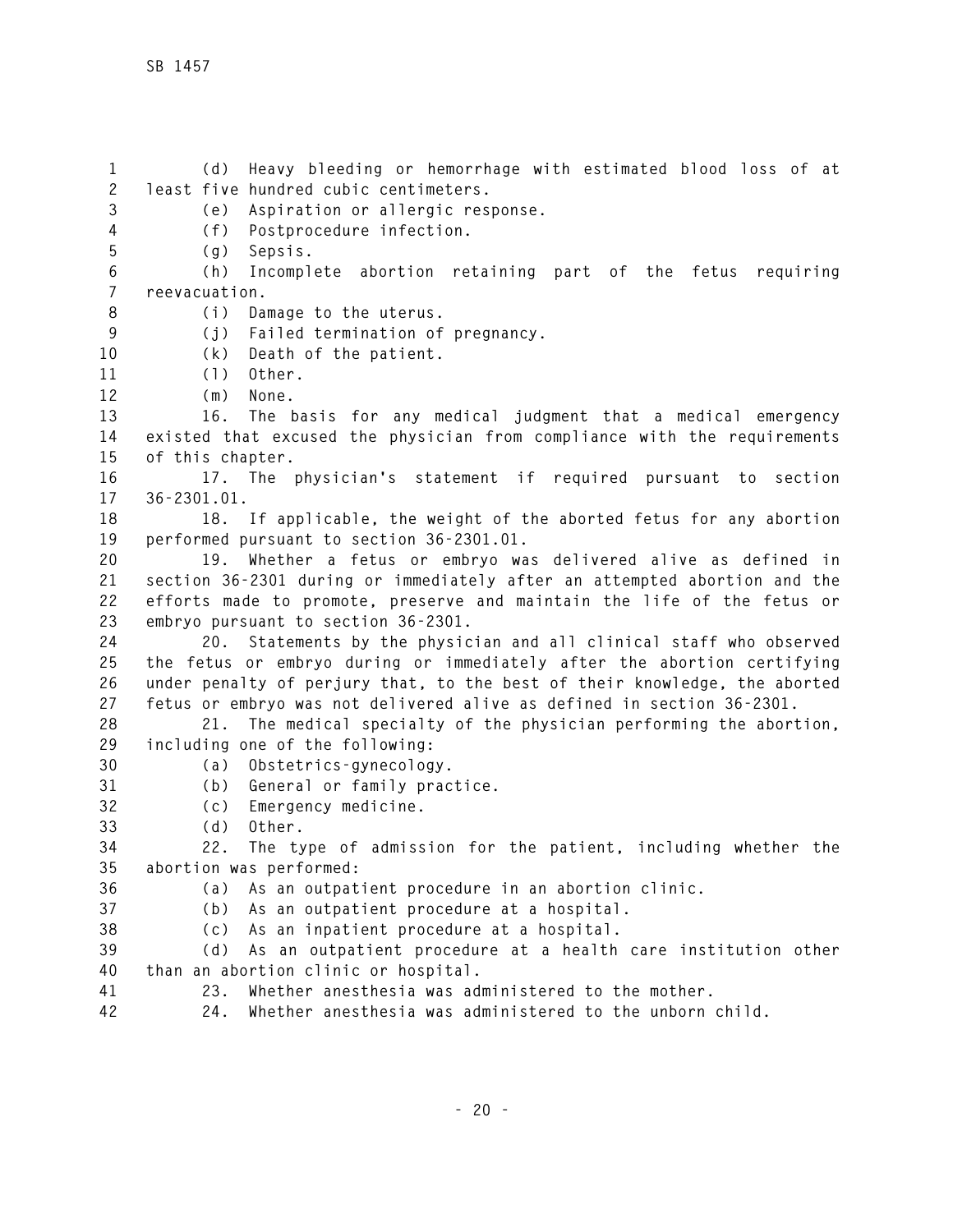(d) Heavy bleeding or hemorrhage with estimated blood loss of at least five hundred cubic centimeters.

(e) Aspiration or allergic response.

(f) Postprocedure infection.

(g) Sepsis.

(h) Incomplete abortion retaining part of the fetus requiring reevacuation.

(i) Damage to the uterus.

(j) Failed termination of pregnancy.

(k) Death of the patient.

(l) Other.

(m) None.

16. The basis for any medical judgment that a medical emergency existed that excused the physician from compliance with the requirements of this chapter.

17. The physician's statement if required pursuant to section 36-2301.01.

18. If applicable, the weight of the aborted fetus for any abortion performed pursuant to section 36-2301.01.

19. Whether a fetus or embryo was delivered alive as defined in section 36-2301 during or immediately after an attempted abortion and the efforts made to promote, preserve and maintain the life of the fetus or embryo pursuant to section 36-2301.

20. Statements by the physician and all clinical staff who observed the fetus or embryo during or immediately after the abortion certifying under penalty of perjury that, to the best of their knowledge, the aborted fetus or embryo was not delivered alive as defined in section 36-2301.

21. The medical specialty of the physician performing the abortion, including one of the following:

(a) Obstetrics-gynecology.

(b) General or family practice.

(c) Emergency medicine.

(d) Other.

22. The type of admission for the patient, including whether the abortion was performed:

(a) As an outpatient procedure in an abortion clinic.

(b) As an outpatient procedure at a hospital.

(c) As an inpatient procedure at a hospital.

(d) As an outpatient procedure at a health care institution other than an abortion clinic or hospital.

23. Whether anesthesia was administered to the mother.

24. Whether anesthesia was administered to the unborn child.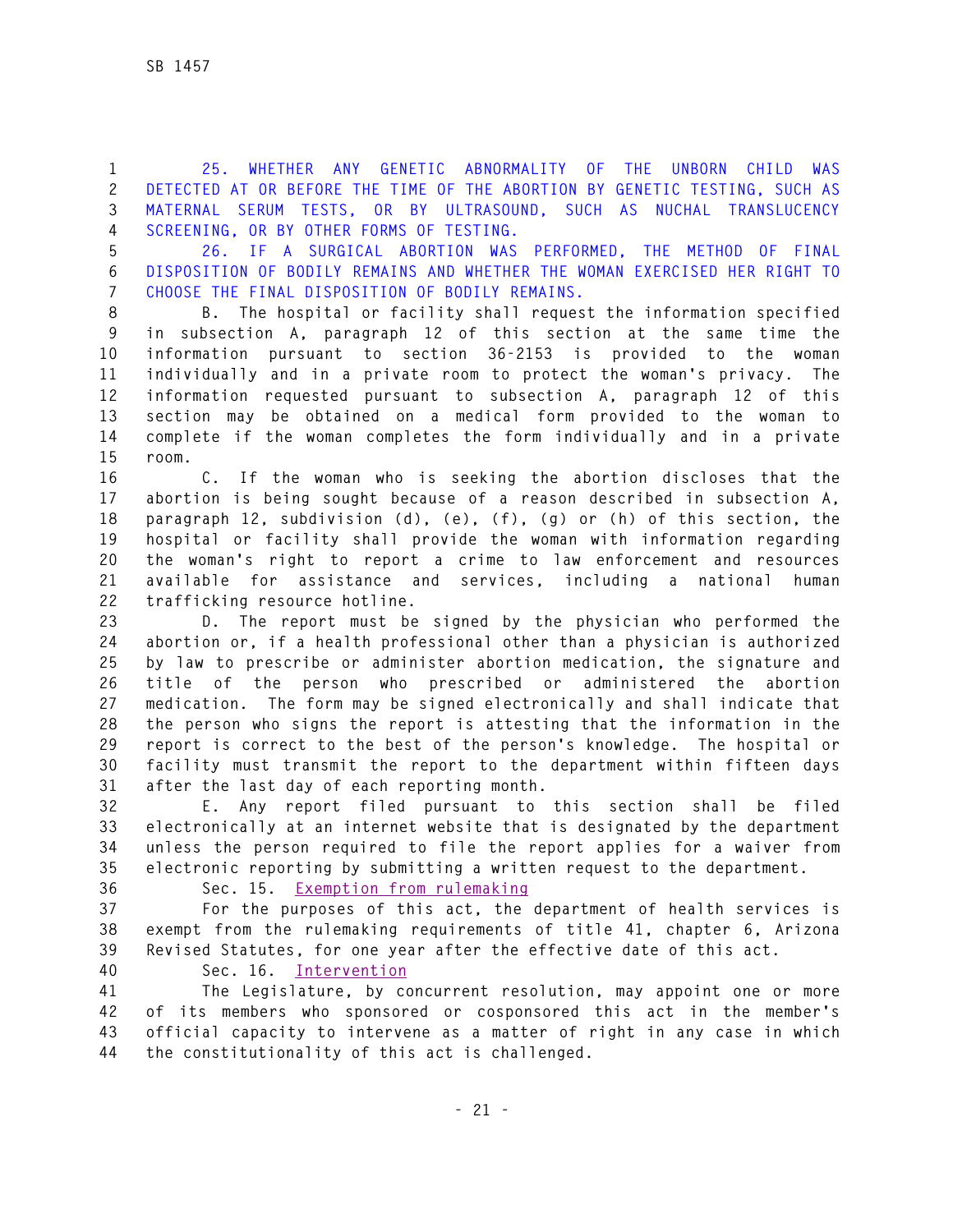25. WHETHER ANY GENETIC ABNORMALITY OF THE UNBORN CHILD WAS DETECTED AT OR BEFORE THE TIME OF THE ABORTION BY GENETIC TESTING, SUCH AS MATERNAL SERUM TESTS, OR BY ULTRASOUND, SUCH AS NUCHAL TRANSLUCENCY SCREENING, OR BY OTHER FORMS OF TESTING.

26. IF A SURGICAL ABORTION WAS PERFORMED, THE METHOD OF FINAL DISPOSITION OF BODILY REMAINS AND WHETHER THE WOMAN EXERCISED HER RIGHT TO CHOOSE THE FINAL DISPOSITION OF BODILY REMAINS.

B. The hospital or facility shall request the information specified in subsection A, paragraph 12 of this section at the same time the information pursuant to section 36-2153 is provided to the woman individually and in a private room to protect the woman's privacy. The information requested pursuant to subsection A, paragraph 12 of this section may be obtained on a medical form provided to the woman to complete if the woman completes the form individually and in a private room.

C. If the woman who is seeking the abortion discloses that the abortion is being sought because of a reason described in subsection A, paragraph 12, subdivision (d), (e), (f), (g) or (h) of this section, the hospital or facility shall provide the woman with information regarding the woman's right to report a crime to law enforcement and resources available for assistance and services, including a national human trafficking resource hotline.

D. The report must be signed by the physician who performed the abortion or, if a health professional other than a physician is authorized by law to prescribe or administer abortion medication, the signature and title of the person who prescribed or administered the abortion medication. The form may be signed electronically and shall indicate that the person who signs the report is attesting that the information in the report is correct to the best of the person's knowledge. The hospital or facility must transmit the report to the department within fifteen days after the last day of each reporting month.

E. Any report filed pursuant to this section shall be filed electronically at an internet website that is designated by the department unless the person required to file the report applies for a waiver from electronic reporting by submitting a written request to the department.

Sec. 15. Exemption from rulemaking

For the purposes of this act, the department of health services is exempt from the rulemaking requirements of title 41, chapter 6, Arizona Revised Statutes, for one year after the effective date of this act.

Sec. 16. Intervention

The Legislature, by concurrent resolution, may appoint one or more of its members who sponsored or cosponsored this act in the member's official capacity to intervene as a matter of right in any case in which the constitutionality of this act is challenged.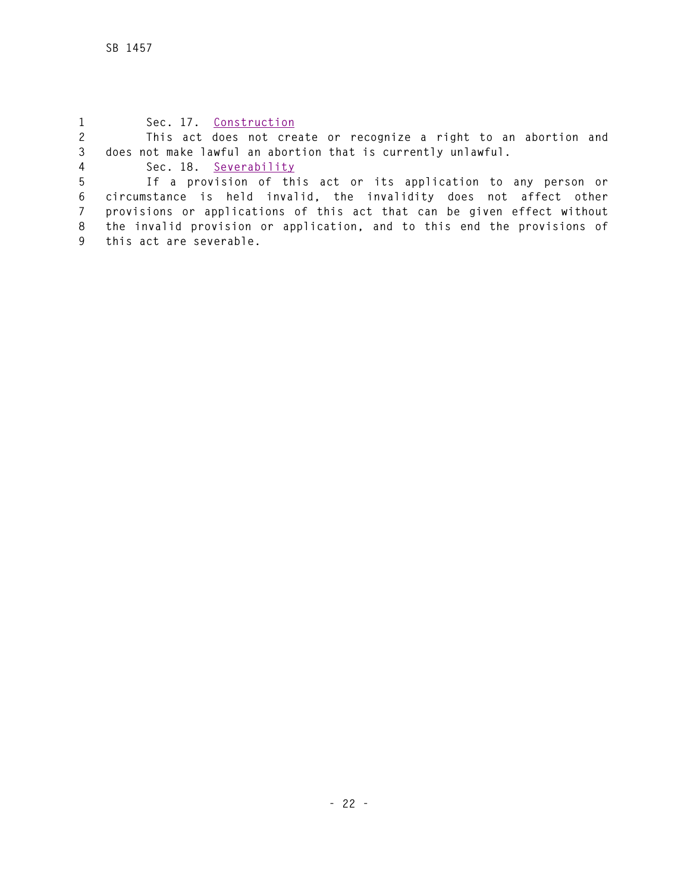Sec. 17. Construction

This act does not create or recognize a right to an abortion and does not make lawful an abortion that is currently unlawful.

Sec. 18. Severability

If a provision of this act or its application to any person or circumstance is held invalid, the invalidity does not affect other provisions or applications of this act that can be given effect without the invalid provision or application, and to this end the provisions of this act are severable.